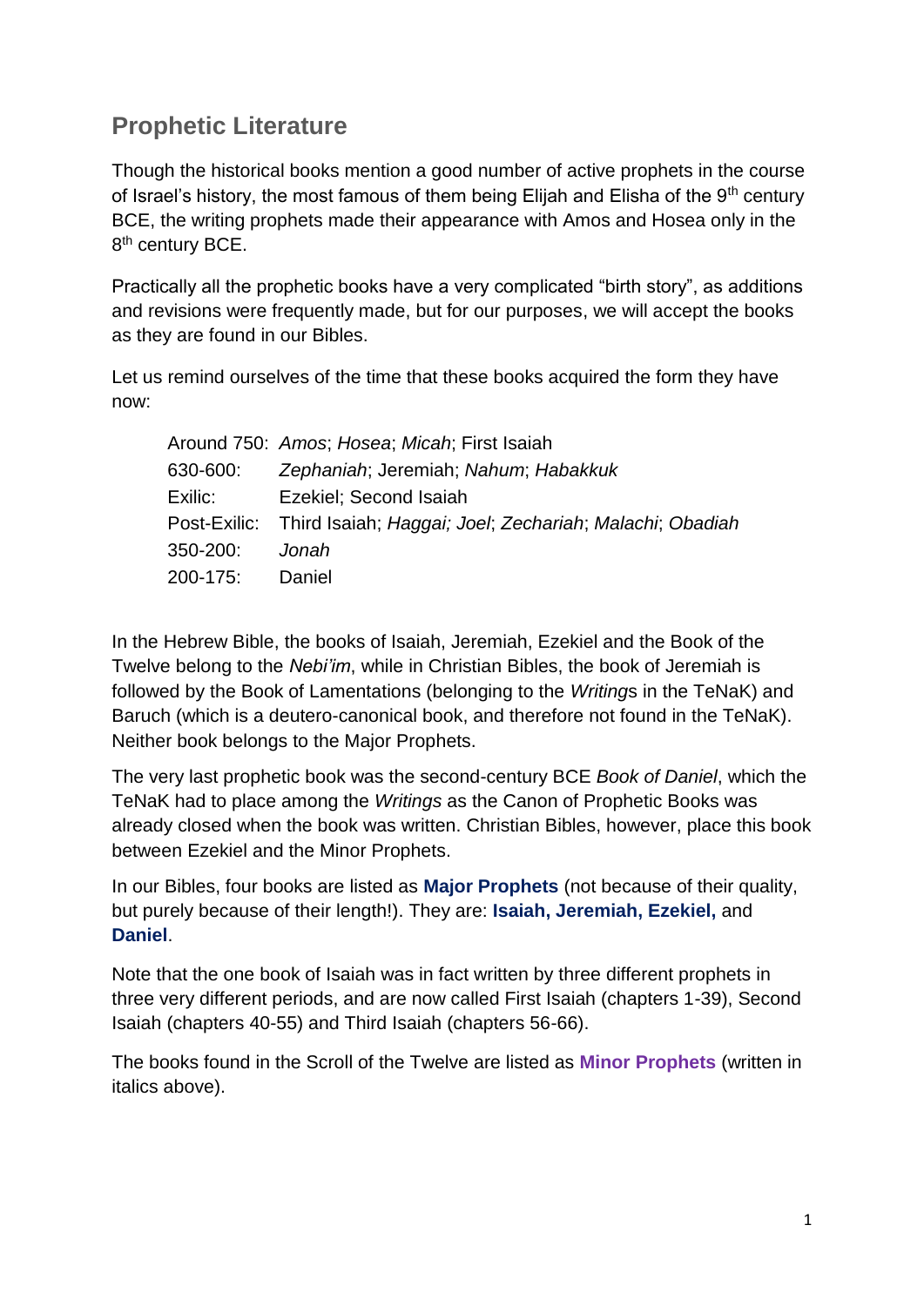## Prophetic Literature

Though the historical books mention a good number of active prophets in the course of Israel's history, the most famous of them being Elijah and Elisha of the 9th century BCE, the writing prophets made their appearance with Amos and Hosea only in the 8th century BCE.

Practically all the prophetic books have a very complicated "birth story", as additions and revisions were frequently made, but for our purposes, we will accept the books as they are found in our Bibles.

Let us remind ourselves of the time that these books acquired the form they have now:

| | |
|---|---|
| Around 750: | *Amos*; *Hosea*; *Micah*; First Isaiah |
| 630-600: | *Zephaniah*; Jeremiah; *Nahum*; *Habakkuk* |
| Exilic: | Ezekiel; Second Isaiah |
| Post-Exilic: | Third Isaiah; *Haggai; Joel*; *Zechariah*; *Malachi*; *Obadiah* |
| 350-200: | *Jonah* |
| 200-175: | Daniel |

In the Hebrew Bible, the books of Isaiah, Jeremiah, Ezekiel and the Book of the Twelve belong to the *Nebi'im*, while in Christian Bibles, the book of Jeremiah is followed by the Book of Lamentations (belonging to the *Writing*s in the TeNaK) and Baruch (which is a deutero-canonical book, and therefore not found in the TeNaK). Neither book belongs to the Major Prophets.

The very last prophetic book was the second-century BCE *Book of Daniel*, which the TeNaK had to place among the *Writings* as the Canon of Prophetic Books was already closed when the book was written. Christian Bibles, however, place this book between Ezekiel and the Minor Prophets.

In our Bibles, four books are listed as **Major Prophets** (not because of their quality, but purely because of their length!). They are: **Isaiah, Jeremiah, Ezekiel,** and **Daniel**.

Note that the one book of Isaiah was in fact written by three different prophets in three very different periods, and are now called First Isaiah (chapters 1-39), Second Isaiah (chapters 40-55) and Third Isaiah (chapters 56-66).

The books found in the Scroll of the Twelve are listed as **Minor Prophets** (written in italics above).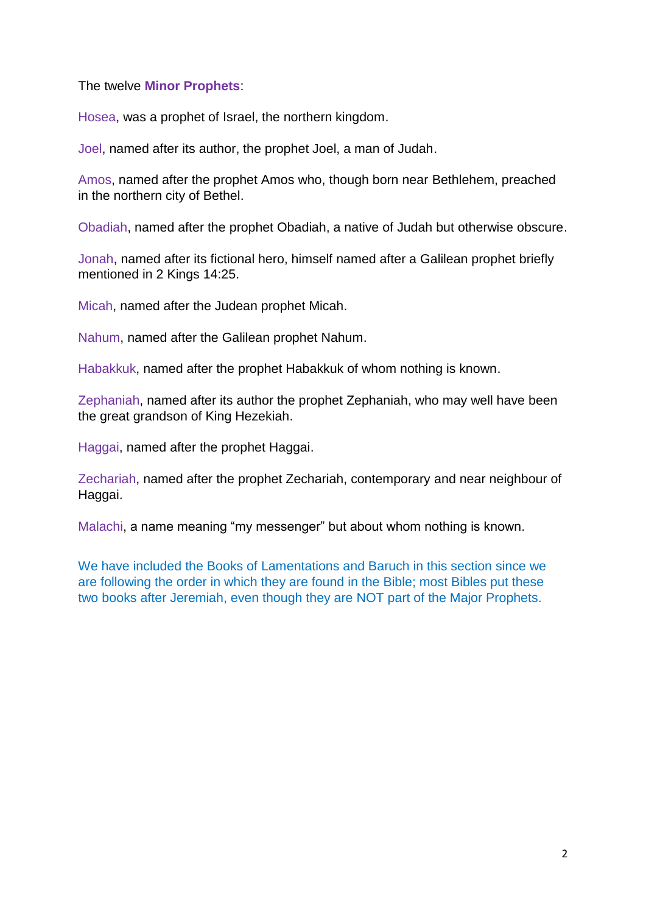The twelve **Minor Prophets**:

Hosea, was a prophet of Israel, the northern kingdom.

Joel, named after its author, the prophet Joel, a man of Judah.

Amos, named after the prophet Amos who, though born near Bethlehem, preached in the northern city of Bethel.

Obadiah, named after the prophet Obadiah, a native of Judah but otherwise obscure.

Jonah, named after its fictional hero, himself named after a Galilean prophet briefly mentioned in 2 Kings 14:25.

Micah, named after the Judean prophet Micah.

Nahum, named after the Galilean prophet Nahum.

Habakkuk, named after the prophet Habakkuk of whom nothing is known.

Zephaniah, named after its author the prophet Zephaniah, who may well have been the great grandson of King Hezekiah.

Haggai, named after the prophet Haggai.

Zechariah, named after the prophet Zechariah, contemporary and near neighbour of Haggai.

Malachi, a name meaning "my messenger" but about whom nothing is known.

We have included the Books of Lamentations and Baruch in this section since we are following the order in which they are found in the Bible; most Bibles put these two books after Jeremiah, even though they are NOT part of the Major Prophets.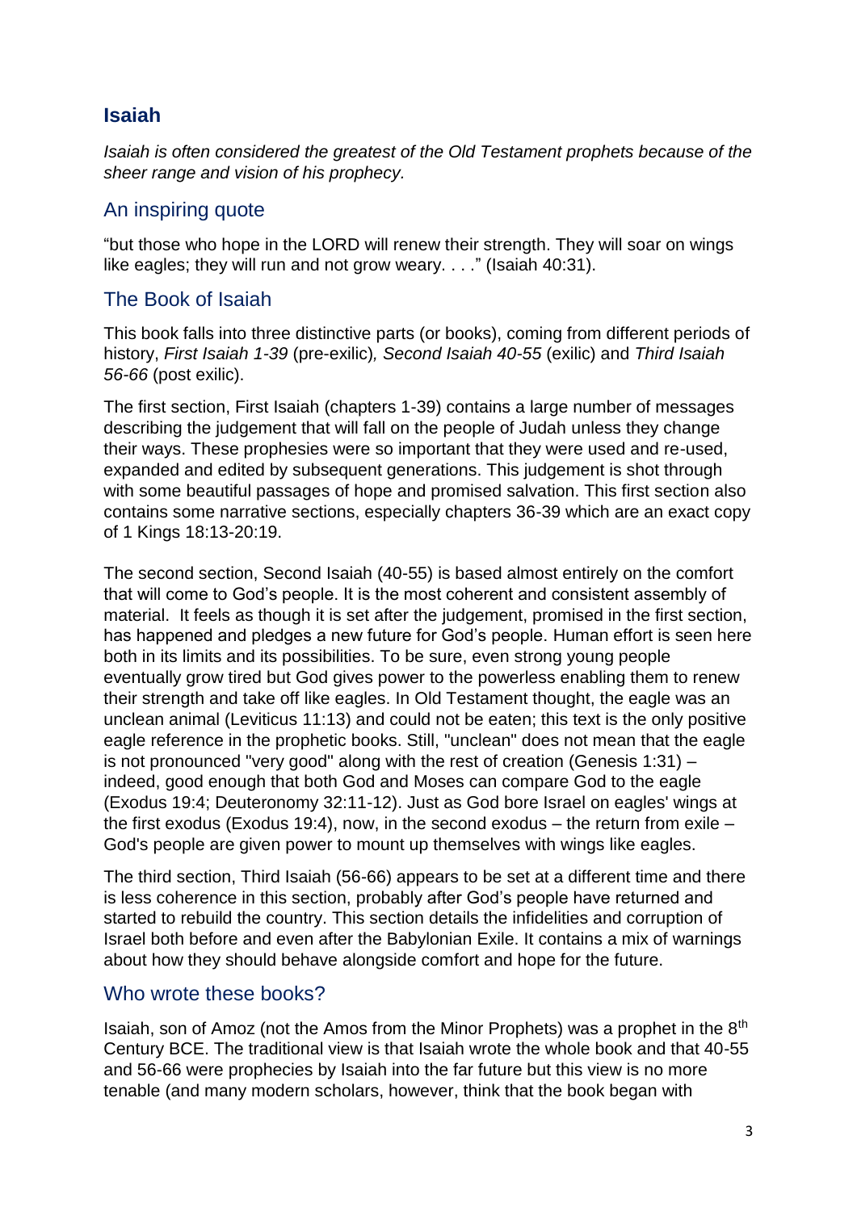## Isaiah

*Isaiah is often considered the greatest of the Old Testament prophets because of the sheer range and vision of his prophecy.*

### An inspiring quote

“but those who hope in the LORD will renew their strength. They will soar on wings like eagles; they will run and not grow weary. . . .” (Isaiah 40:31).

### The Book of Isaiah

This book falls into three distinctive parts (or books), coming from different periods of history, *First Isaiah 1-39* (pre-exilic)*, Second Isaiah 40-55* (exilic) and *Third Isaiah 56-66* (post exilic).

The first section, First Isaiah (chapters 1-39) contains a large number of messages describing the judgement that will fall on the people of Judah unless they change their ways. These prophesies were so important that they were used and re-used, expanded and edited by subsequent generations. This judgement is shot through with some beautiful passages of hope and promised salvation. This first section also contains some narrative sections, especially chapters 36-39 which are an exact copy of 1 Kings 18:13-20:19.

The second section, Second Isaiah (40-55) is based almost entirely on the comfort that will come to God’s people. It is the most coherent and consistent assembly of material. It feels as though it is set after the judgement, promised in the first section, has happened and pledges a new future for God’s people. Human effort is seen here both in its limits and its possibilities. To be sure, even strong young people eventually grow tired but God gives power to the powerless enabling them to renew their strength and take off like eagles. In Old Testament thought, the eagle was an unclean animal (Leviticus 11:13) and could not be eaten; this text is the only positive eagle reference in the prophetic books. Still, "unclean" does not mean that the eagle is not pronounced "very good" along with the rest of creation (Genesis 1:31) – indeed, good enough that both God and Moses can compare God to the eagle (Exodus 19:4; Deuteronomy 32:11-12). Just as God bore Israel on eagles' wings at the first exodus (Exodus 19:4), now, in the second exodus – the return from exile – God's people are given power to mount up themselves with wings like eagles.

The third section, Third Isaiah (56-66) appears to be set at a different time and there is less coherence in this section, probably after God’s people have returned and started to rebuild the country. This section details the infidelities and corruption of Israel both before and even after the Babylonian Exile. It contains a mix of warnings about how they should behave alongside comfort and hope for the future.

### Who wrote these books?

Isaiah, son of Amoz (not the Amos from the Minor Prophets) was a prophet in the 8th Century BCE. The traditional view is that Isaiah wrote the whole book and that 40-55 and 56-66 were prophecies by Isaiah into the far future but this view is no more tenable (and many modern scholars, however, think that the book began with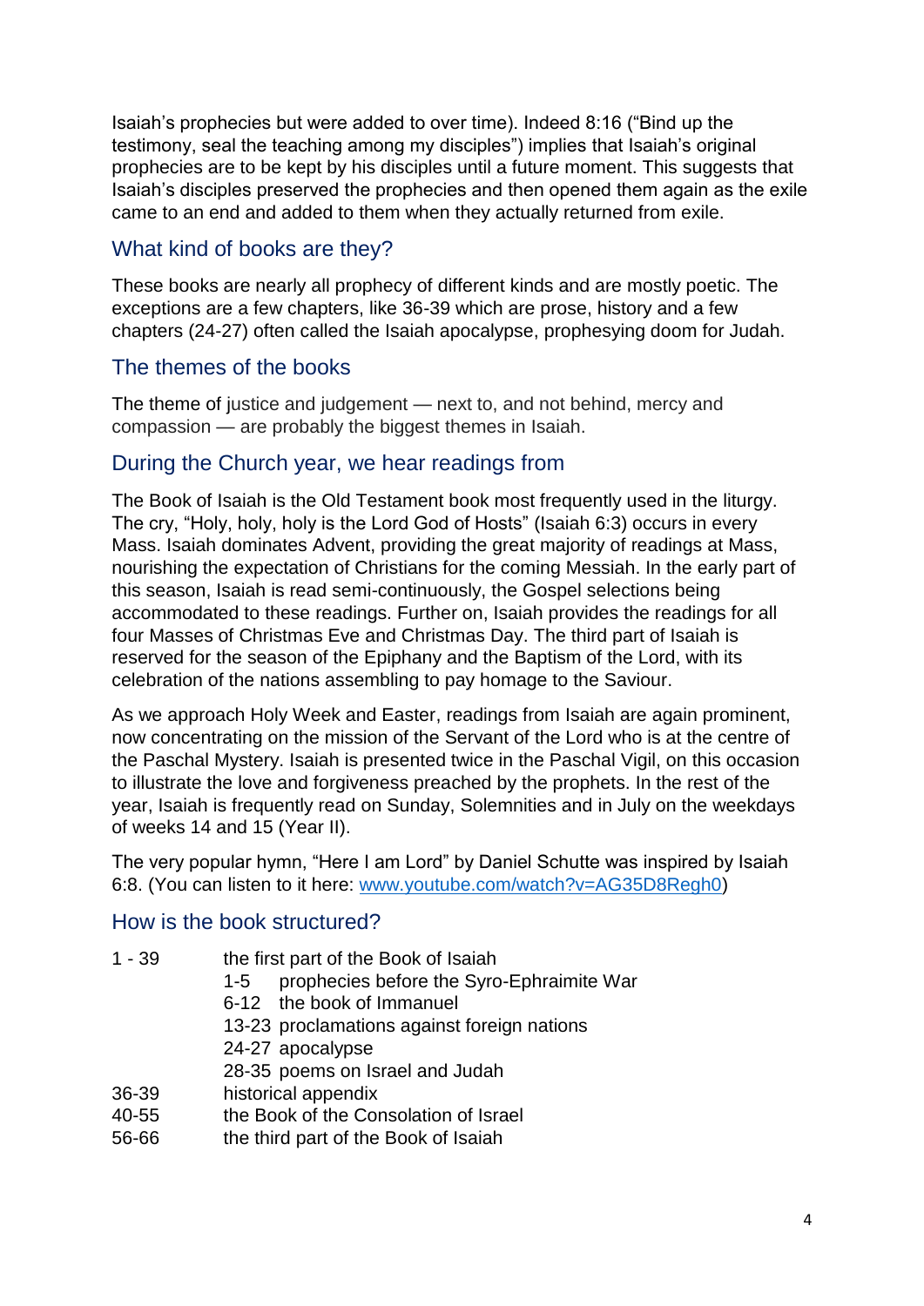Isaiah's prophecies but were added to over time). Indeed 8:16 ("Bind up the testimony, seal the teaching among my disciples") implies that Isaiah's original prophecies are to be kept by his disciples until a future moment. This suggests that Isaiah's disciples preserved the prophecies and then opened them again as the exile came to an end and added to them when they actually returned from exile.

## What kind of books are they?

These books are nearly all prophecy of different kinds and are mostly poetic. The exceptions are a few chapters, like 36-39 which are prose, history and a few chapters (24-27) often called the Isaiah apocalypse, prophesying doom for Judah.

## The themes of the books

The theme of justice and judgement — next to, and not behind, mercy and compassion — are probably the biggest themes in Isaiah.

## During the Church year, we hear readings from

The Book of Isaiah is the Old Testament book most frequently used in the liturgy. The cry, "Holy, holy, holy is the Lord God of Hosts" (Isaiah 6:3) occurs in every Mass. Isaiah dominates Advent, providing the great majority of readings at Mass, nourishing the expectation of Christians for the coming Messiah. In the early part of this season, Isaiah is read semi-continuously, the Gospel selections being accommodated to these readings. Further on, Isaiah provides the readings for all four Masses of Christmas Eve and Christmas Day. The third part of Isaiah is reserved for the season of the Epiphany and the Baptism of the Lord, with its celebration of the nations assembling to pay homage to the Saviour.

As we approach Holy Week and Easter, readings from Isaiah are again prominent, now concentrating on the mission of the Servant of the Lord who is at the centre of the Paschal Mystery. Isaiah is presented twice in the Paschal Vigil, on this occasion to illustrate the love and forgiveness preached by the prophets. In the rest of the year, Isaiah is frequently read on Sunday, Solemnities and in July on the weekdays of weeks 14 and 15 (Year II).

The very popular hymn, "Here I am Lord" by Daniel Schutte was inspired by Isaiah 6:8. (You can listen to it here: [www.youtube.com/watch?v=AG35D8Regh0](www.youtube.com/watch?v=AG35D8Regh0))

## How is the book structured?

- 1 - 39 the first part of the Book of Isaiah
  - 1-5 prophecies before the Syro-Ephraimite War
  - 6-12 the book of Immanuel
  - 13-23 proclamations against foreign nations
  - 24-27 apocalypse
  - 28-35 poems on Israel and Judah
- 36-39 historical appendix
- 40-55 the Book of the Consolation of Israel
- 56-66 the third part of the Book of Isaiah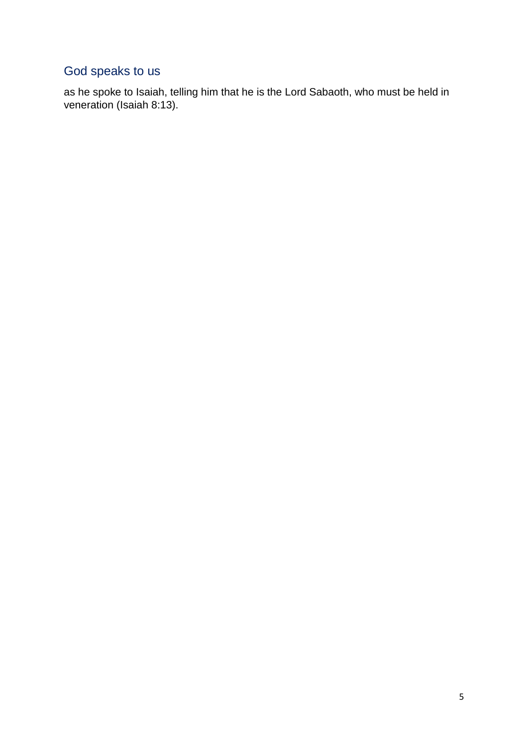## God speaks to us

as he spoke to Isaiah, telling him that he is the Lord Sabaoth, who must be held in veneration (Isaiah 8:13).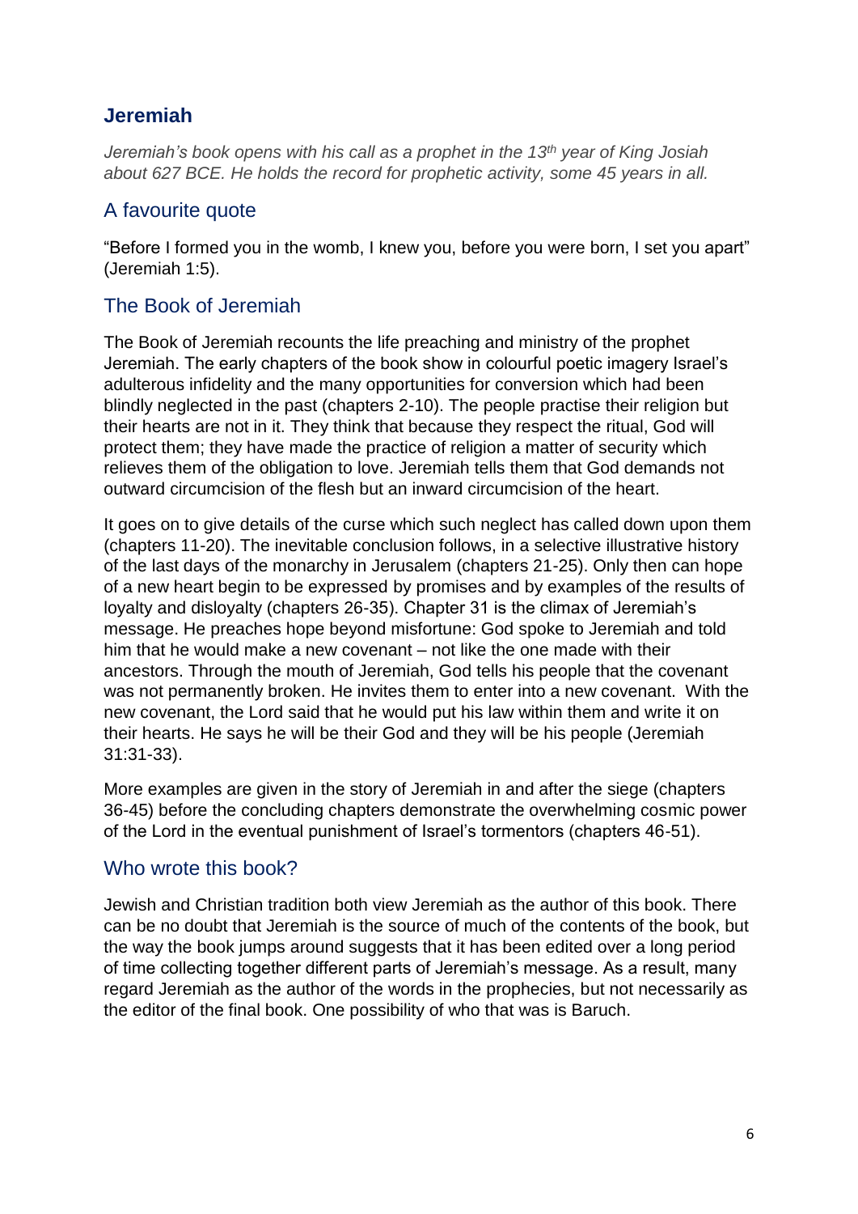## Jeremiah

*Jeremiah's book opens with his call as a prophet in the 13th year of King Josiah about 627 BCE. He holds the record for prophetic activity, some 45 years in all.*

### A favourite quote

"Before I formed you in the womb, I knew you, before you were born, I set you apart" (Jeremiah 1:5).

### The Book of Jeremiah

The Book of Jeremiah recounts the life preaching and ministry of the prophet Jeremiah. The early chapters of the book show in colourful poetic imagery Israel's adulterous infidelity and the many opportunities for conversion which had been blindly neglected in the past (chapters 2-10). The people practise their religion but their hearts are not in it. They think that because they respect the ritual, God will protect them; they have made the practice of religion a matter of security which relieves them of the obligation to love. Jeremiah tells them that God demands not outward circumcision of the flesh but an inward circumcision of the heart.

It goes on to give details of the curse which such neglect has called down upon them (chapters 11-20). The inevitable conclusion follows, in a selective illustrative history of the last days of the monarchy in Jerusalem (chapters 21-25). Only then can hope of a new heart begin to be expressed by promises and by examples of the results of loyalty and disloyalty (chapters 26-35). Chapter 31 is the climax of Jeremiah's message. He preaches hope beyond misfortune: God spoke to Jeremiah and told him that he would make a new covenant – not like the one made with their ancestors. Through the mouth of Jeremiah, God tells his people that the covenant was not permanently broken. He invites them to enter into a new covenant. With the new covenant, the Lord said that he would put his law within them and write it on their hearts. He says he will be their God and they will be his people (Jeremiah 31:31-33).

More examples are given in the story of Jeremiah in and after the siege (chapters 36-45) before the concluding chapters demonstrate the overwhelming cosmic power of the Lord in the eventual punishment of Israel's tormentors (chapters 46-51).

### Who wrote this book?

Jewish and Christian tradition both view Jeremiah as the author of this book. There can be no doubt that Jeremiah is the source of much of the contents of the book, but the way the book jumps around suggests that it has been edited over a long period of time collecting together different parts of Jeremiah's message. As a result, many regard Jeremiah as the author of the words in the prophecies, but not necessarily as the editor of the final book. One possibility of who that was is Baruch.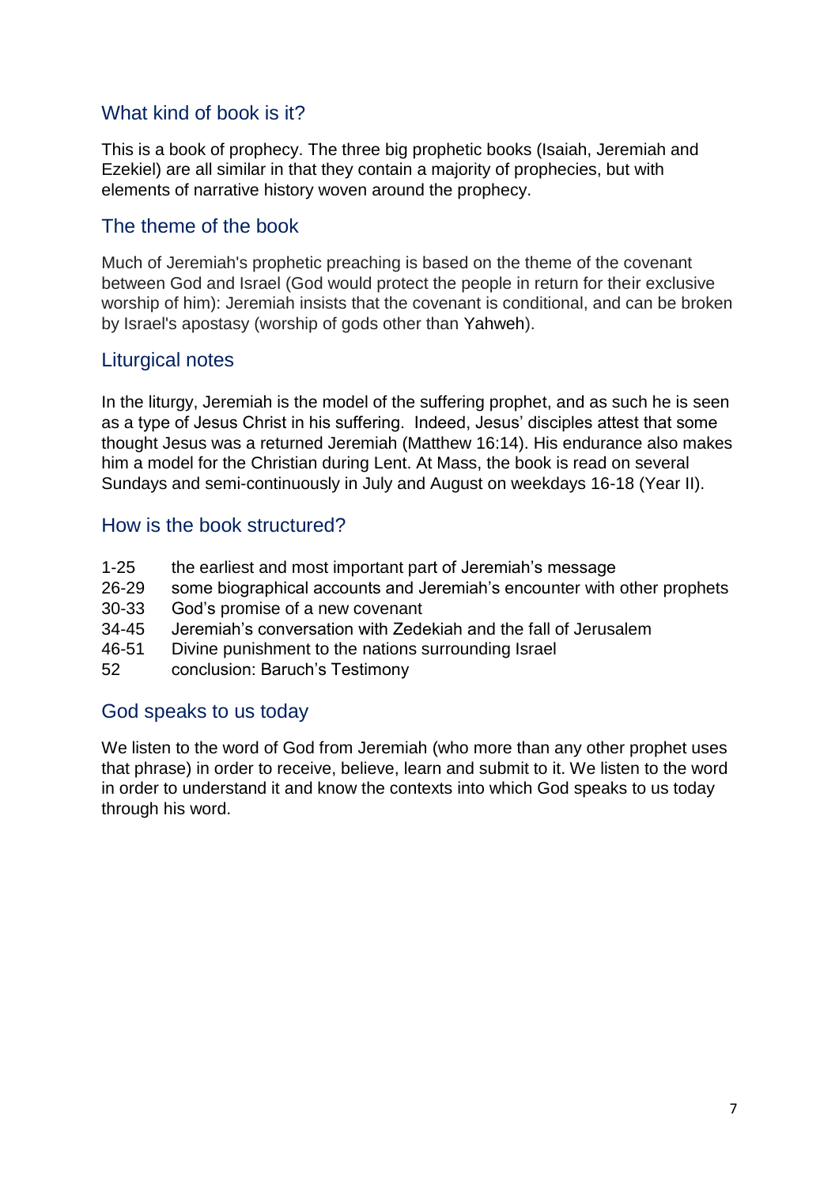## What kind of book is it?

This is a book of prophecy. The three big prophetic books (Isaiah, Jeremiah and Ezekiel) are all similar in that they contain a majority of prophecies, but with elements of narrative history woven around the prophecy.

## The theme of the book

Much of Jeremiah's prophetic preaching is based on the theme of the covenant between God and Israel (God would protect the people in return for their exclusive worship of him): Jeremiah insists that the covenant is conditional, and can be broken by Israel's apostasy (worship of gods other than Yahweh).

## Liturgical notes

In the liturgy, Jeremiah is the model of the suffering prophet, and as such he is seen as a type of Jesus Christ in his suffering. Indeed, Jesus' disciples attest that some thought Jesus was a returned Jeremiah (Matthew 16:14). His endurance also makes him a model for the Christian during Lent. At Mass, the book is read on several Sundays and semi-continuously in July and August on weekdays 16-18 (Year II).

## How is the book structured?

| | |
|---|---|
| 1-25 | the earliest and most important part of Jeremiah's message |
| 26-29 | some biographical accounts and Jeremiah's encounter with other prophets |
| 30-33 | God's promise of a new covenant |
| 34-45 | Jeremiah's conversation with Zedekiah and the fall of Jerusalem |
| 46-51 | Divine punishment to the nations surrounding Israel |
| 52 | conclusion: Baruch's Testimony |

## God speaks to us today

We listen to the word of God from Jeremiah (who more than any other prophet uses that phrase) in order to receive, believe, learn and submit to it. We listen to the word in order to understand it and know the contexts into which God speaks to us today through his word.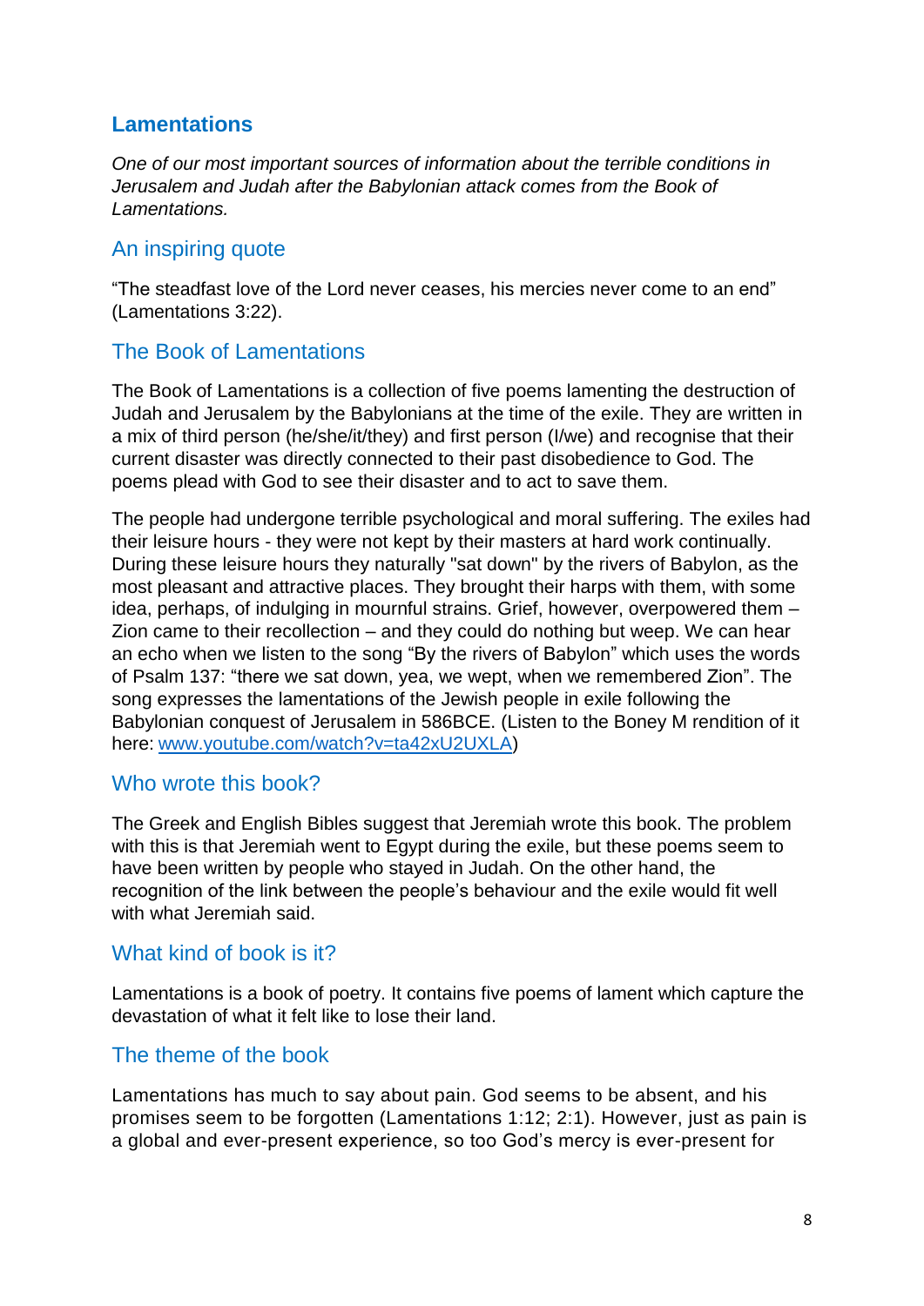## Lamentations

*One of our most important sources of information about the terrible conditions in Jerusalem and Judah after the Babylonian attack comes from the Book of Lamentations.*

### An inspiring quote

"The steadfast love of the Lord never ceases, his mercies never come to an end" (Lamentations 3:22).

### The Book of Lamentations

The Book of Lamentations is a collection of five poems lamenting the destruction of Judah and Jerusalem by the Babylonians at the time of the exile. They are written in a mix of third person (he/she/it/they) and first person (I/we) and recognise that their current disaster was directly connected to their past disobedience to God. The poems plead with God to see their disaster and to act to save them.

The people had undergone terrible psychological and moral suffering. The exiles had their leisure hours - they were not kept by their masters at hard work continually. During these leisure hours they naturally "sat down" by the rivers of Babylon, as the most pleasant and attractive places. They brought their harps with them, with some idea, perhaps, of indulging in mournful strains. Grief, however, overpowered them – Zion came to their recollection – and they could do nothing but weep. We can hear an echo when we listen to the song "By the rivers of Babylon" which uses the words of Psalm 137: "there we sat down, yea, we wept, when we remembered Zion". The song expresses the lamentations of the Jewish people in exile following the Babylonian conquest of Jerusalem in 586BCE. (Listen to the Boney M rendition of it here: [www.youtube.com/watch?v=ta42xU2UXLA](http://www.youtube.com/watch?v=ta42xU2UXLA))

### Who wrote this book?

The Greek and English Bibles suggest that Jeremiah wrote this book. The problem with this is that Jeremiah went to Egypt during the exile, but these poems seem to have been written by people who stayed in Judah. On the other hand, the recognition of the link between the people's behaviour and the exile would fit well with what Jeremiah said.

### What kind of book is it?

Lamentations is a book of poetry. It contains five poems of lament which capture the devastation of what it felt like to lose their land.

### The theme of the book

Lamentations has much to say about pain. God seems to be absent, and his promises seem to be forgotten (Lamentations 1:12; 2:1). However, just as pain is a global and ever-present experience, so too God's mercy is ever-present for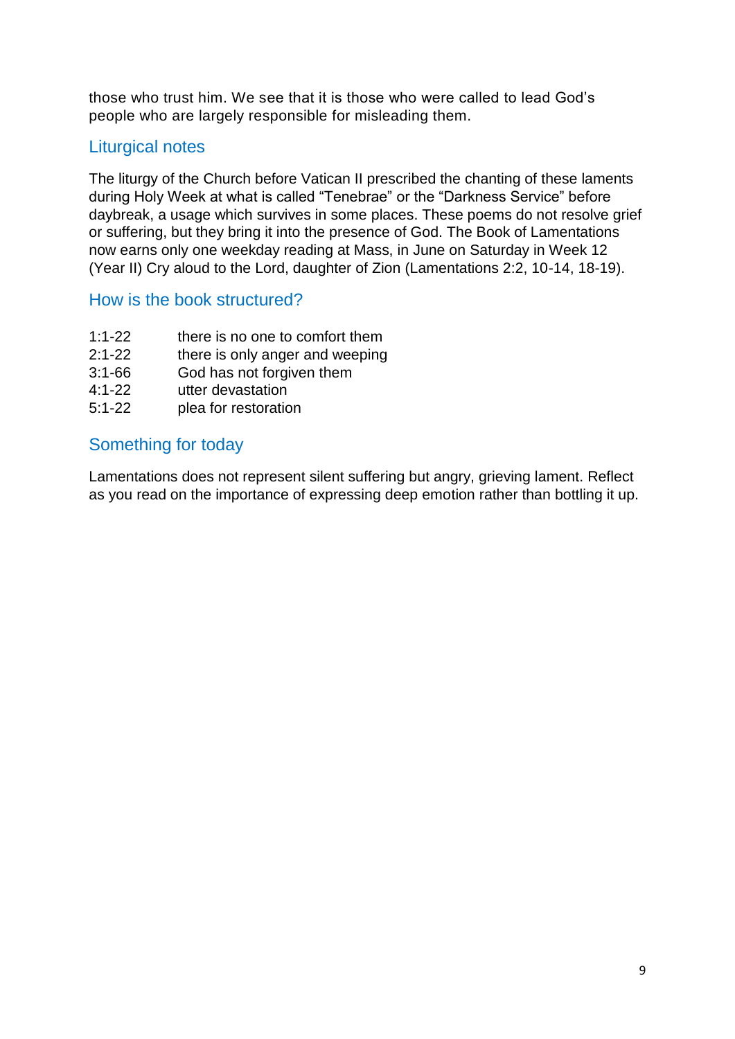those who trust him. We see that it is those who were called to lead God's people who are largely responsible for misleading them.

## Liturgical notes

The liturgy of the Church before Vatican II prescribed the chanting of these laments during Holy Week at what is called "Tenebrae" or the "Darkness Service" before daybreak, a usage which survives in some places. These poems do not resolve grief or suffering, but they bring it into the presence of God. The Book of Lamentations now earns only one weekday reading at Mass, in June on Saturday in Week 12 (Year II) Cry aloud to the Lord, daughter of Zion (Lamentations 2:2, 10-14, 18-19).

## How is the book structured?

| | |
|---|---|
| 1:1-22 | there is no one to comfort them |
| 2:1-22 | there is only anger and weeping |
| 3:1-66 | God has not forgiven them |
| 4:1-22 | utter devastation |
| 5:1-22 | plea for restoration |

## Something for today

Lamentations does not represent silent suffering but angry, grieving lament. Reflect as you read on the importance of expressing deep emotion rather than bottling it up.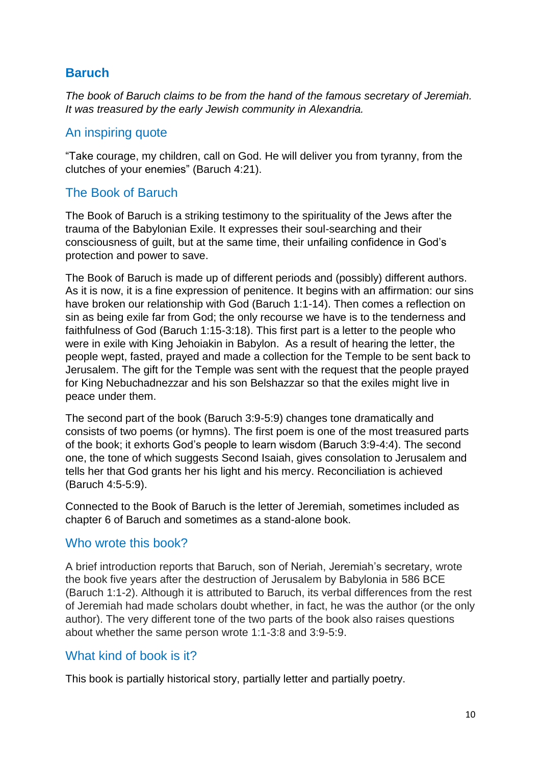## Baruch

*The book of Baruch claims to be from the hand of the famous secretary of Jeremiah. It was treasured by the early Jewish community in Alexandria.*

### An inspiring quote

"Take courage, my children, call on God. He will deliver you from tyranny, from the clutches of your enemies" (Baruch 4:21).

### The Book of Baruch

The Book of Baruch is a striking testimony to the spirituality of the Jews after the trauma of the Babylonian Exile. It expresses their soul-searching and their consciousness of guilt, but at the same time, their unfailing confidence in God's protection and power to save.

The Book of Baruch is made up of different periods and (possibly) different authors. As it is now, it is a fine expression of penitence. It begins with an affirmation: our sins have broken our relationship with God (Baruch 1:1-14). Then comes a reflection on sin as being exile far from God; the only recourse we have is to the tenderness and faithfulness of God (Baruch 1:15-3:18). This first part is a letter to the people who were in exile with King Jehoiakin in Babylon. As a result of hearing the letter, the people wept, fasted, prayed and made a collection for the Temple to be sent back to Jerusalem. The gift for the Temple was sent with the request that the people prayed for King Nebuchadnezzar and his son Belshazzar so that the exiles might live in peace under them.

The second part of the book (Baruch 3:9-5:9) changes tone dramatically and consists of two poems (or hymns). The first poem is one of the most treasured parts of the book; it exhorts God's people to learn wisdom (Baruch 3:9-4:4). The second one, the tone of which suggests Second Isaiah, gives consolation to Jerusalem and tells her that God grants her his light and his mercy. Reconciliation is achieved (Baruch 4:5-5:9).

Connected to the Book of Baruch is the letter of Jeremiah, sometimes included as chapter 6 of Baruch and sometimes as a stand-alone book.

### Who wrote this book?

A brief introduction reports that Baruch, son of Neriah, Jeremiah's secretary, wrote the book five years after the destruction of Jerusalem by Babylonia in 586 BCE (Baruch 1:1-2). Although it is attributed to Baruch, its verbal differences from the rest of Jeremiah had made scholars doubt whether, in fact, he was the author (or the only author). The very different tone of the two parts of the book also raises questions about whether the same person wrote 1:1-3:8 and 3:9-5:9.

### What kind of book is it?

This book is partially historical story, partially letter and partially poetry.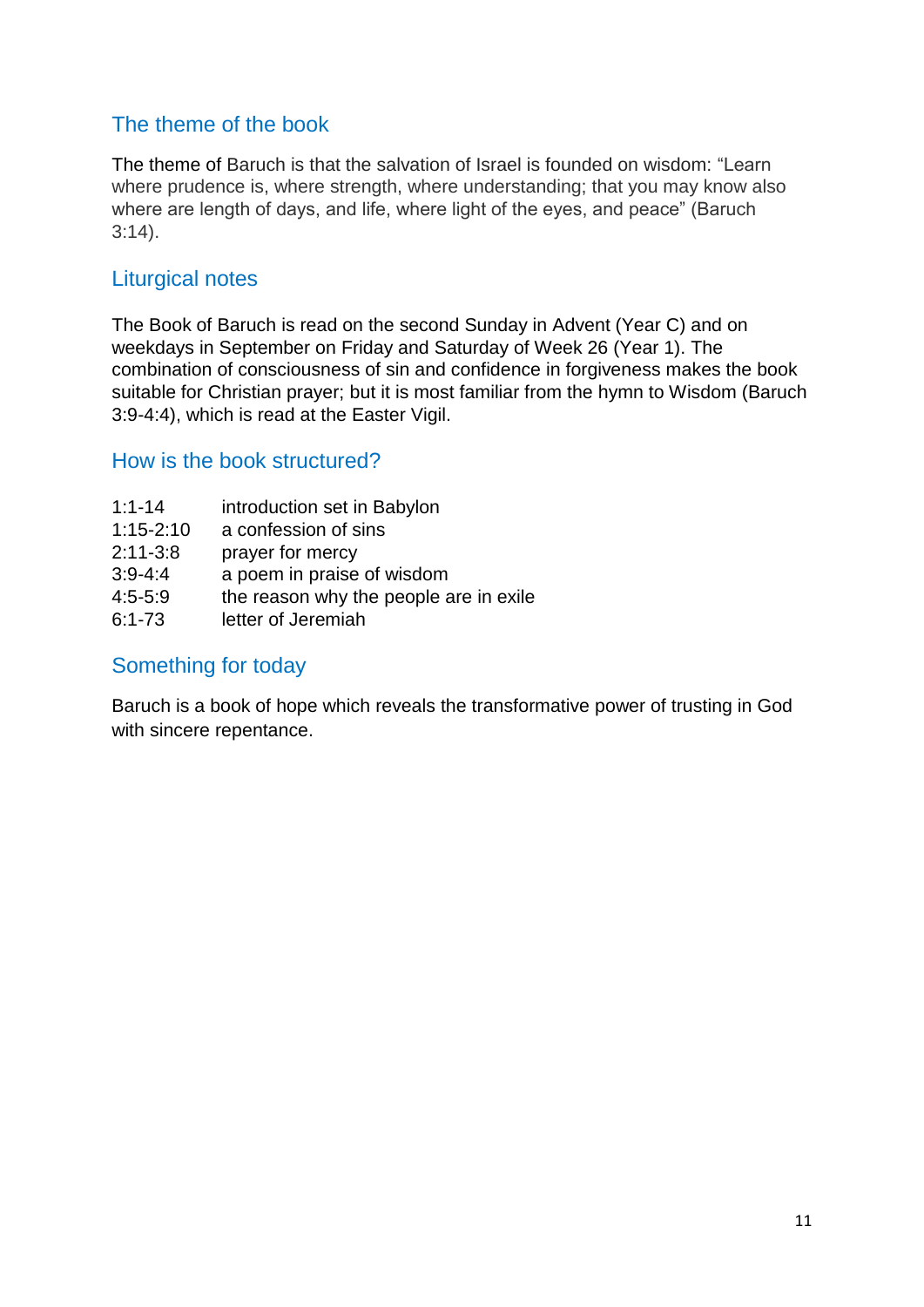## The theme of the book

The theme of Baruch is that the salvation of Israel is founded on wisdom: “Learn where prudence is, where strength, where understanding; that you may know also where are length of days, and life, where light of the eyes, and peace” (Baruch 3:14).

## Liturgical notes

The Book of Baruch is read on the second Sunday in Advent (Year C) and on weekdays in September on Friday and Saturday of Week 26 (Year 1). The combination of consciousness of sin and confidence in forgiveness makes the book suitable for Christian prayer; but it is most familiar from the hymn to Wisdom (Baruch 3:9-4:4), which is read at the Easter Vigil.

## How is the book structured?

| | |
|---|---|
| 1:1-14 | introduction set in Babylon |
| 1:15-2:10 | a confession of sins |
| 2:11-3:8 | prayer for mercy |
| 3:9-4:4 | a poem in praise of wisdom |
| 4:5-5:9 | the reason why the people are in exile |
| 6:1-73 | letter of Jeremiah |

## Something for today

Baruch is a book of hope which reveals the transformative power of trusting in God with sincere repentance.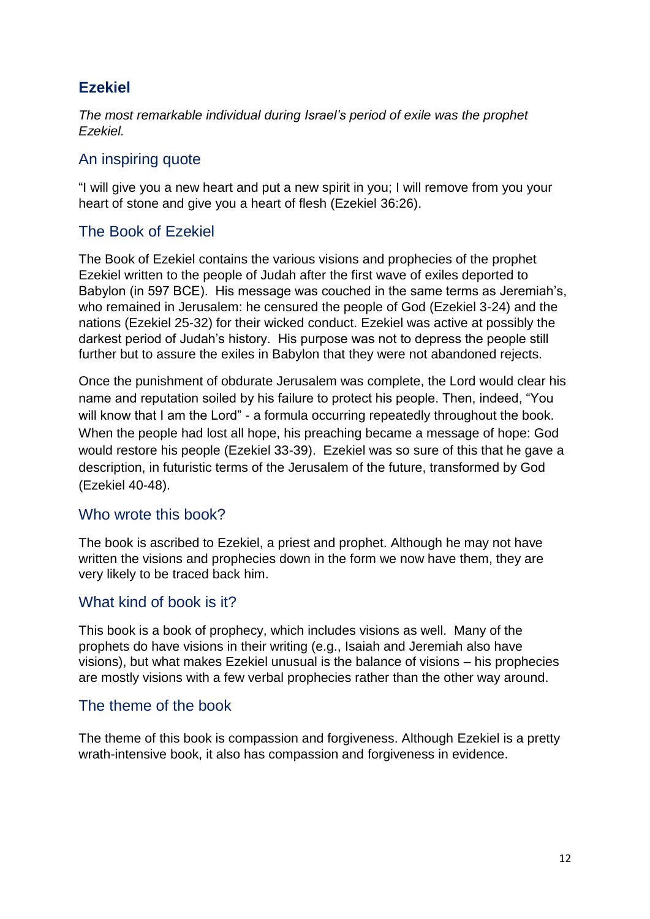## Ezekiel

*The most remarkable individual during Israel's period of exile was the prophet Ezekiel.*

### An inspiring quote

"I will give you a new heart and put a new spirit in you; I will remove from you your heart of stone and give you a heart of flesh (Ezekiel 36:26).

### The Book of Ezekiel

The Book of Ezekiel contains the various visions and prophecies of the prophet Ezekiel written to the people of Judah after the first wave of exiles deported to Babylon (in 597 BCE). His message was couched in the same terms as Jeremiah's, who remained in Jerusalem: he censured the people of God (Ezekiel 3-24) and the nations (Ezekiel 25-32) for their wicked conduct. Ezekiel was active at possibly the darkest period of Judah's history. His purpose was not to depress the people still further but to assure the exiles in Babylon that they were not abandoned rejects.

Once the punishment of obdurate Jerusalem was complete, the Lord would clear his name and reputation soiled by his failure to protect his people. Then, indeed, "You will know that I am the Lord" - a formula occurring repeatedly throughout the book. When the people had lost all hope, his preaching became a message of hope: God would restore his people (Ezekiel 33-39). Ezekiel was so sure of this that he gave a description, in futuristic terms of the Jerusalem of the future, transformed by God (Ezekiel 40-48).

### Who wrote this book?

The book is ascribed to Ezekiel, a priest and prophet. Although he may not have written the visions and prophecies down in the form we now have them, they are very likely to be traced back him.

### What kind of book is it?

This book is a book of prophecy, which includes visions as well. Many of the prophets do have visions in their writing (e.g., Isaiah and Jeremiah also have visions), but what makes Ezekiel unusual is the balance of visions – his prophecies are mostly visions with a few verbal prophecies rather than the other way around.

### The theme of the book

The theme of this book is compassion and forgiveness. Although Ezekiel is a pretty wrath-intensive book, it also has compassion and forgiveness in evidence.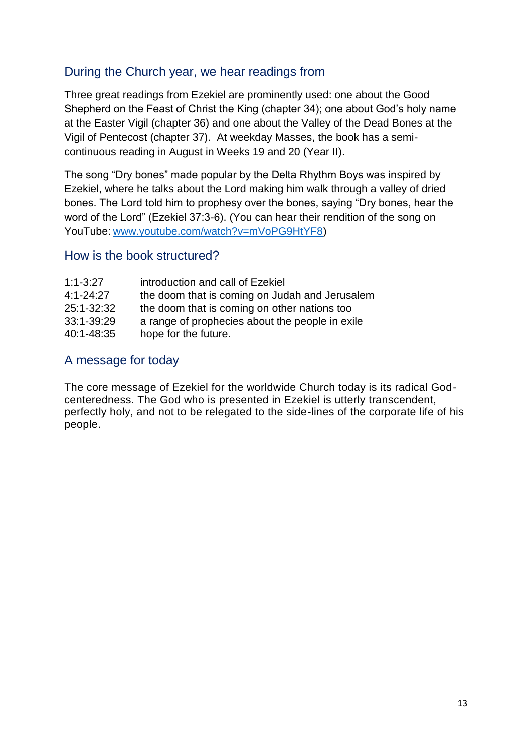## During the Church year, we hear readings from

Three great readings from Ezekiel are prominently used: one about the Good Shepherd on the Feast of Christ the King (chapter 34); one about God's holy name at the Easter Vigil (chapter 36) and one about the Valley of the Dead Bones at the Vigil of Pentecost (chapter 37). At weekday Masses, the book has a semi-continuous reading in August in Weeks 19 and 20 (Year II).

The song "Dry bones" made popular by the Delta Rhythm Boys was inspired by Ezekiel, where he talks about the Lord making him walk through a valley of dried bones. The Lord told him to prophesy over the bones, saying "Dry bones, hear the word of the Lord" (Ezekiel 37:3-6). (You can hear their rendition of the song on YouTube: www.youtube.com/watch?v=mVoPG9HtYF8)

## How is the book structured?

| | |
|---|---|
| 1:1-3:27 | introduction and call of Ezekiel |
| 4:1-24:27 | the doom that is coming on Judah and Jerusalem |
| 25:1-32:32 | the doom that is coming on other nations too |
| 33:1-39:29 | a range of prophecies about the people in exile |
| 40:1-48:35 | hope for the future. |

## A message for today

The core message of Ezekiel for the worldwide Church today is its radical God-centeredness. The God who is presented in Ezekiel is utterly transcendent, perfectly holy, and not to be relegated to the side-lines of the corporate life of his people.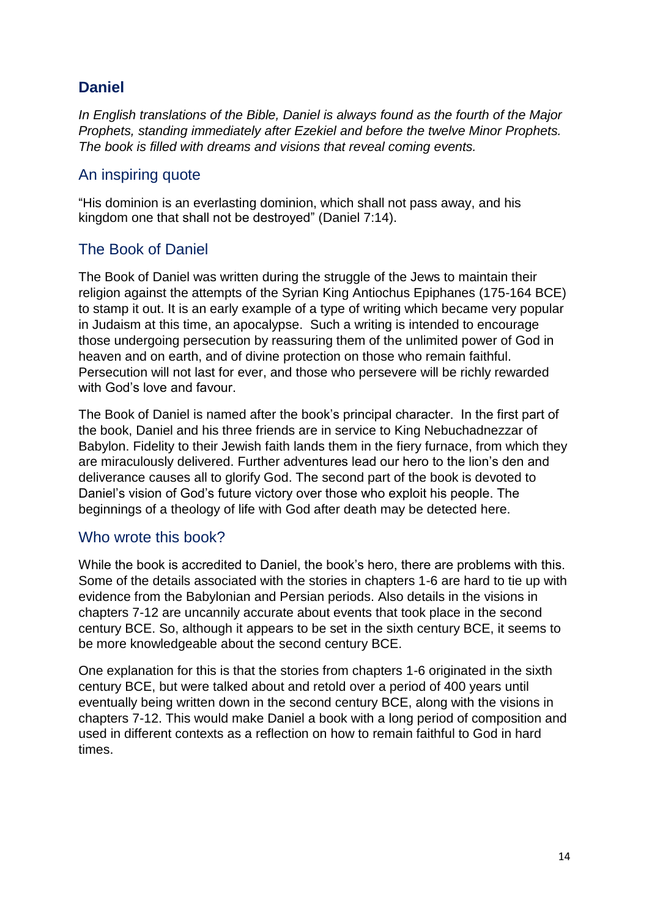## Daniel

*In English translations of the Bible, Daniel is always found as the fourth of the Major Prophets, standing immediately after Ezekiel and before the twelve Minor Prophets. The book is filled with dreams and visions that reveal coming events.*

### An inspiring quote

"His dominion is an everlasting dominion, which shall not pass away, and his kingdom one that shall not be destroyed" (Daniel 7:14).

### The Book of Daniel

The Book of Daniel was written during the struggle of the Jews to maintain their religion against the attempts of the Syrian King Antiochus Epiphanes (175-164 BCE) to stamp it out. It is an early example of a type of writing which became very popular in Judaism at this time, an apocalypse. Such a writing is intended to encourage those undergoing persecution by reassuring them of the unlimited power of God in heaven and on earth, and of divine protection on those who remain faithful. Persecution will not last for ever, and those who persevere will be richly rewarded with God's love and favour.

The Book of Daniel is named after the book's principal character. In the first part of the book, Daniel and his three friends are in service to King Nebuchadnezzar of Babylon. Fidelity to their Jewish faith lands them in the fiery furnace, from which they are miraculously delivered. Further adventures lead our hero to the lion's den and deliverance causes all to glorify God. The second part of the book is devoted to Daniel's vision of God's future victory over those who exploit his people. The beginnings of a theology of life with God after death may be detected here.

### Who wrote this book?

While the book is accredited to Daniel, the book's hero, there are problems with this. Some of the details associated with the stories in chapters 1-6 are hard to tie up with evidence from the Babylonian and Persian periods. Also details in the visions in chapters 7-12 are uncannily accurate about events that took place in the second century BCE. So, although it appears to be set in the sixth century BCE, it seems to be more knowledgeable about the second century BCE.

One explanation for this is that the stories from chapters 1-6 originated in the sixth century BCE, but were talked about and retold over a period of 400 years until eventually being written down in the second century BCE, along with the visions in chapters 7-12. This would make Daniel a book with a long period of composition and used in different contexts as a reflection on how to remain faithful to God in hard times.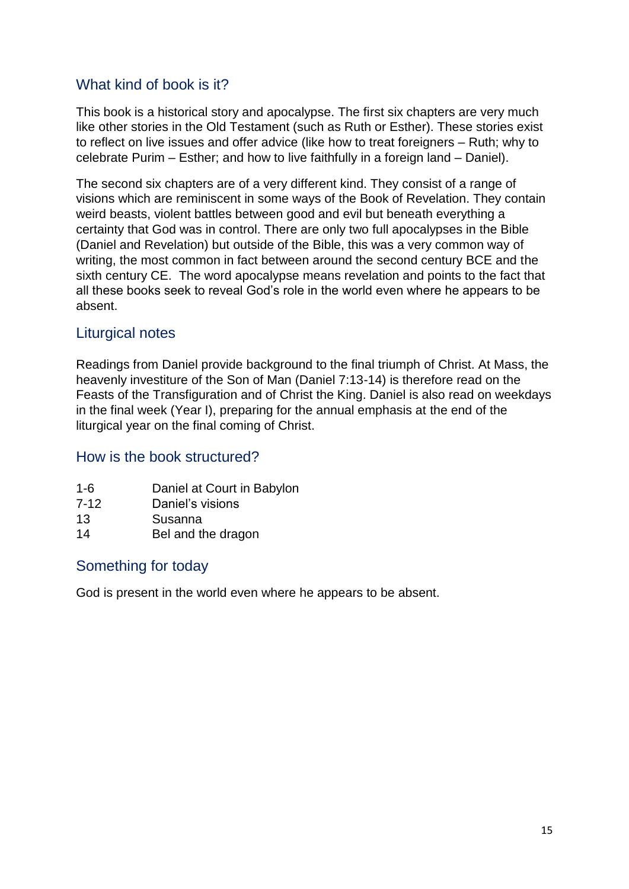## What kind of book is it?

This book is a historical story and apocalypse. The first six chapters are very much like other stories in the Old Testament (such as Ruth or Esther). These stories exist to reflect on live issues and offer advice (like how to treat foreigners – Ruth; why to celebrate Purim – Esther; and how to live faithfully in a foreign land – Daniel).

The second six chapters are of a very different kind. They consist of a range of visions which are reminiscent in some ways of the Book of Revelation. They contain weird beasts, violent battles between good and evil but beneath everything a certainty that God was in control. There are only two full apocalypses in the Bible (Daniel and Revelation) but outside of the Bible, this was a very common way of writing, the most common in fact between around the second century BCE and the sixth century CE. The word apocalypse means revelation and points to the fact that all these books seek to reveal God's role in the world even where he appears to be absent.

## Liturgical notes

Readings from Daniel provide background to the final triumph of Christ. At Mass, the heavenly investiture of the Son of Man (Daniel 7:13-14) is therefore read on the Feasts of the Transfiguration and of Christ the King. Daniel is also read on weekdays in the final week (Year I), preparing for the annual emphasis at the end of the liturgical year on the final coming of Christ.

## How is the book structured?

| | |
|---|---|
| 1-6 | Daniel at Court in Babylon |
| 7-12 | Daniel's visions |
| 13 | Susanna |
| 14 | Bel and the dragon |

## Something for today

God is present in the world even where he appears to be absent.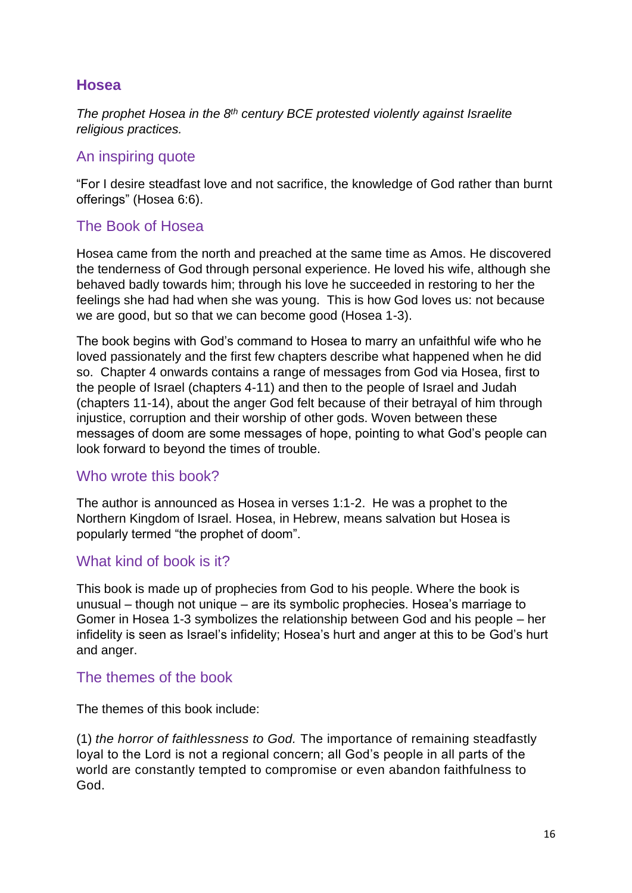## Hosea

*The prophet Hosea in the 8th century BCE protested violently against Israelite religious practices.*

### An inspiring quote

"For I desire steadfast love and not sacrifice, the knowledge of God rather than burnt offerings" (Hosea 6:6).

### The Book of Hosea

Hosea came from the north and preached at the same time as Amos. He discovered the tenderness of God through personal experience. He loved his wife, although she behaved badly towards him; through his love he succeeded in restoring to her the feelings she had had when she was young. This is how God loves us: not because we are good, but so that we can become good (Hosea 1-3).

The book begins with God's command to Hosea to marry an unfaithful wife who he loved passionately and the first few chapters describe what happened when he did so. Chapter 4 onwards contains a range of messages from God via Hosea, first to the people of Israel (chapters 4-11) and then to the people of Israel and Judah (chapters 11-14), about the anger God felt because of their betrayal of him through injustice, corruption and their worship of other gods. Woven between these messages of doom are some messages of hope, pointing to what God's people can look forward to beyond the times of trouble.

### Who wrote this book?

The author is announced as Hosea in verses 1:1-2. He was a prophet to the Northern Kingdom of Israel. Hosea, in Hebrew, means salvation but Hosea is popularly termed "the prophet of doom".

### What kind of book is it?

This book is made up of prophecies from God to his people. Where the book is unusual – though not unique – are its symbolic prophecies. Hosea's marriage to Gomer in Hosea 1-3 symbolizes the relationship between God and his people – her infidelity is seen as Israel's infidelity; Hosea's hurt and anger at this to be God's hurt and anger.

### The themes of the book

The themes of this book include:

(1) *the horror of faithlessness to God.* The importance of remaining steadfastly loyal to the Lord is not a regional concern; all God's people in all parts of the world are constantly tempted to compromise or even abandon faithfulness to God.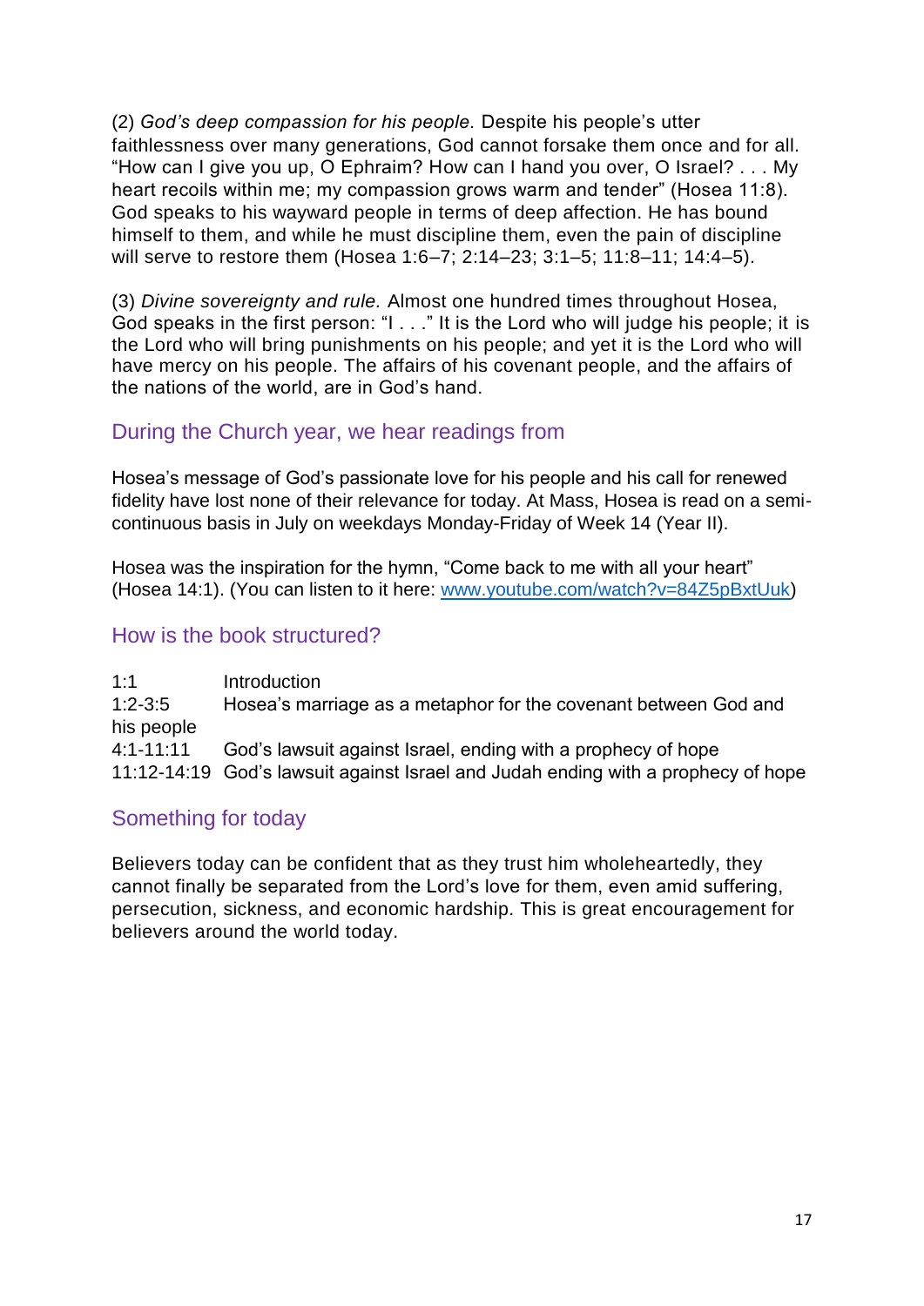(2) *God's deep compassion for his people.* Despite his people's utter faithlessness over many generations, God cannot forsake them once and for all. "How can I give you up, O Ephraim? How can I hand you over, O Israel? . . . My heart recoils within me; my compassion grows warm and tender" (Hosea 11:8). God speaks to his wayward people in terms of deep affection. He has bound himself to them, and while he must discipline them, even the pain of discipline will serve to restore them (Hosea 1:6–7; 2:14–23; 3:1–5; 11:8–11; 14:4–5).

(3) *Divine sovereignty and rule.* Almost one hundred times throughout Hosea, God speaks in the first person: "I . . ." It is the Lord who will judge his people; it is the Lord who will bring punishments on his people; and yet it is the Lord who will have mercy on his people. The affairs of his covenant people, and the affairs of the nations of the world, are in God's hand.

## During the Church year, we hear readings from

Hosea's message of God's passionate love for his people and his call for renewed fidelity have lost none of their relevance for today. At Mass, Hosea is read on a semi-continuous basis in July on weekdays Monday-Friday of Week 14 (Year II).

Hosea was the inspiration for the hymn, "Come back to me with all your heart" (Hosea 14:1). (You can listen to it here: [www.youtube.com/watch?v=84Z5pBxtUuk](https://www.youtube.com/watch?v=84Z5pBxtUuk))

## How is the book structured?

| | |
|---|---|
| 1:1 | Introduction |
| 1:2-3:5 | Hosea's marriage as a metaphor for the covenant between God and his people |
| 4:1-11:11 | God's lawsuit against Israel, ending with a prophecy of hope |
| 11:12-14:19 | God's lawsuit against Israel and Judah ending with a prophecy of hope |

## Something for today

Believers today can be confident that as they trust him wholeheartedly, they cannot finally be separated from the Lord's love for them, even amid suffering, persecution, sickness, and economic hardship. This is great encouragement for believers around the world today.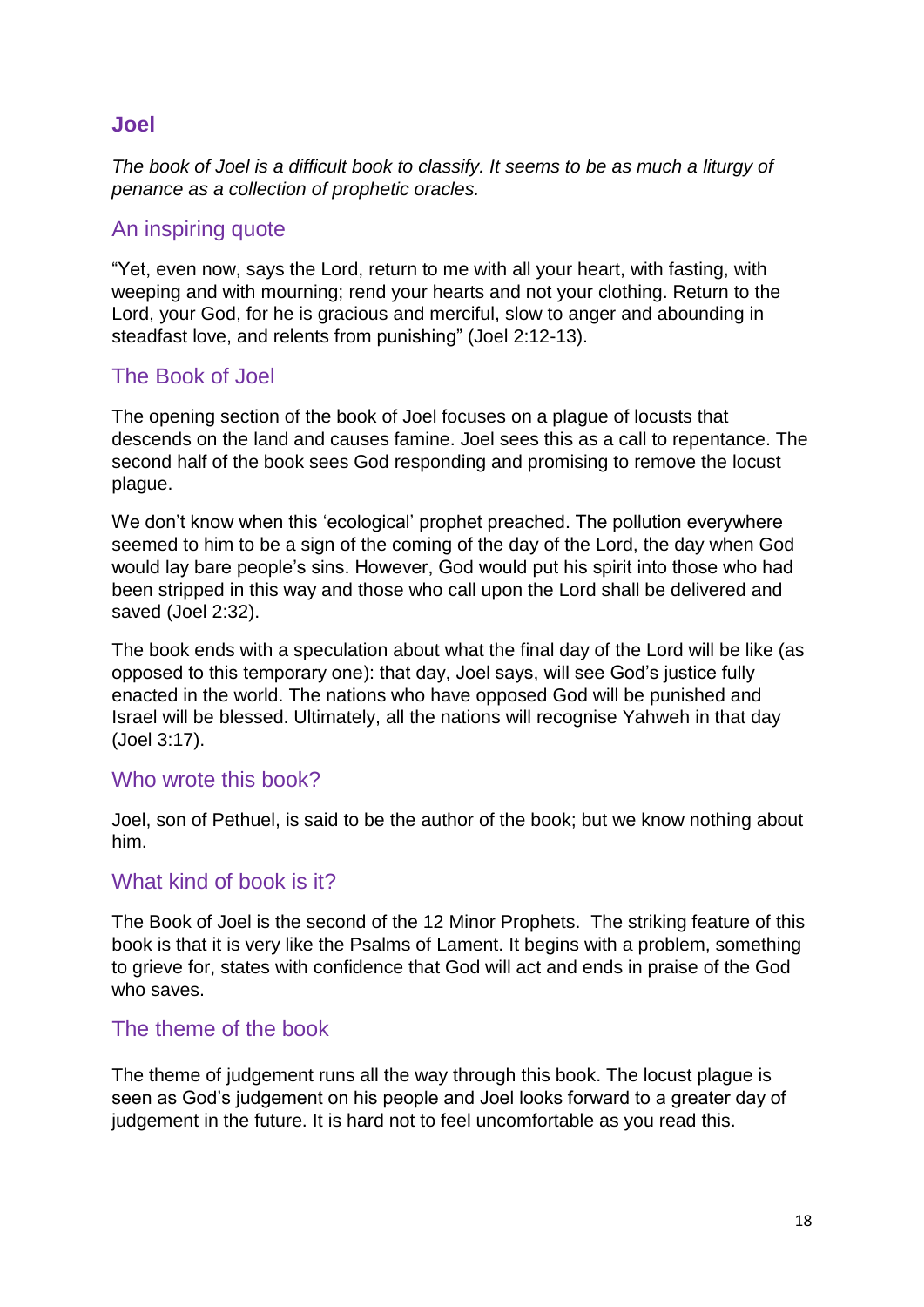## Joel

*The book of Joel is a difficult book to classify. It seems to be as much a liturgy of penance as a collection of prophetic oracles.*

### An inspiring quote

“Yet, even now, says the Lord, return to me with all your heart, with fasting, with weeping and with mourning; rend your hearts and not your clothing. Return to the Lord, your God, for he is gracious and merciful, slow to anger and abounding in steadfast love, and relents from punishing” (Joel 2:12-13).

### The Book of Joel

The opening section of the book of Joel focuses on a plague of locusts that descends on the land and causes famine. Joel sees this as a call to repentance. The second half of the book sees God responding and promising to remove the locust plague.

We don’t know when this ‘ecological’ prophet preached. The pollution everywhere seemed to him to be a sign of the coming of the day of the Lord, the day when God would lay bare people’s sins. However, God would put his spirit into those who had been stripped in this way and those who call upon the Lord shall be delivered and saved (Joel 2:32).

The book ends with a speculation about what the final day of the Lord will be like (as opposed to this temporary one): that day, Joel says, will see God’s justice fully enacted in the world. The nations who have opposed God will be punished and Israel will be blessed. Ultimately, all the nations will recognise Yahweh in that day (Joel 3:17).

### Who wrote this book?

Joel, son of Pethuel, is said to be the author of the book; but we know nothing about him.

### What kind of book is it?

The Book of Joel is the second of the 12 Minor Prophets. The striking feature of this book is that it is very like the Psalms of Lament. It begins with a problem, something to grieve for, states with confidence that God will act and ends in praise of the God who saves.

### The theme of the book

The theme of judgement runs all the way through this book. The locust plague is seen as God’s judgement on his people and Joel looks forward to a greater day of judgement in the future. It is hard not to feel uncomfortable as you read this.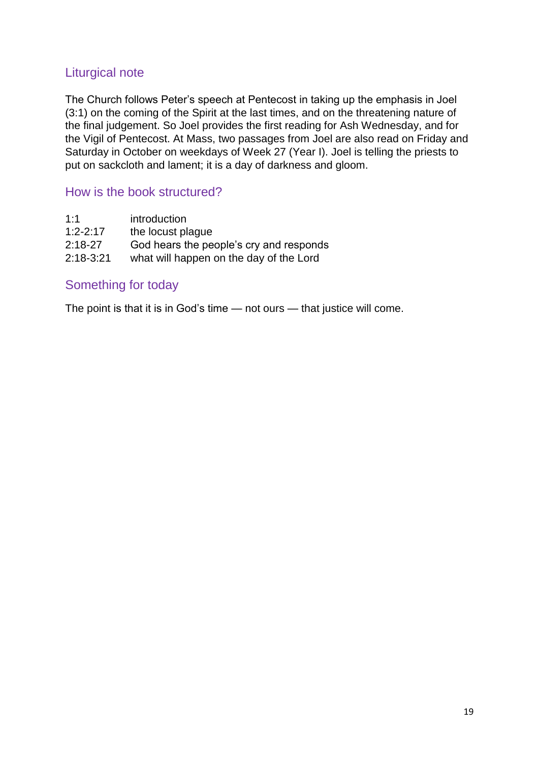## Liturgical note

The Church follows Peter's speech at Pentecost in taking up the emphasis in Joel (3:1) on the coming of the Spirit at the last times, and on the threatening nature of the final judgement. So Joel provides the first reading for Ash Wednesday, and for the Vigil of Pentecost. At Mass, two passages from Joel are also read on Friday and Saturday in October on weekdays of Week 27 (Year I). Joel is telling the priests to put on sackcloth and lament; it is a day of darkness and gloom.

## How is the book structured?

| | |
|---|---|
| 1:1 | introduction |
| 1:2-2:17 | the locust plague |
| 2:18-27 | God hears the people's cry and responds |
| 2:18-3:21 | what will happen on the day of the Lord |

## Something for today

The point is that it is in God's time — not ours — that justice will come.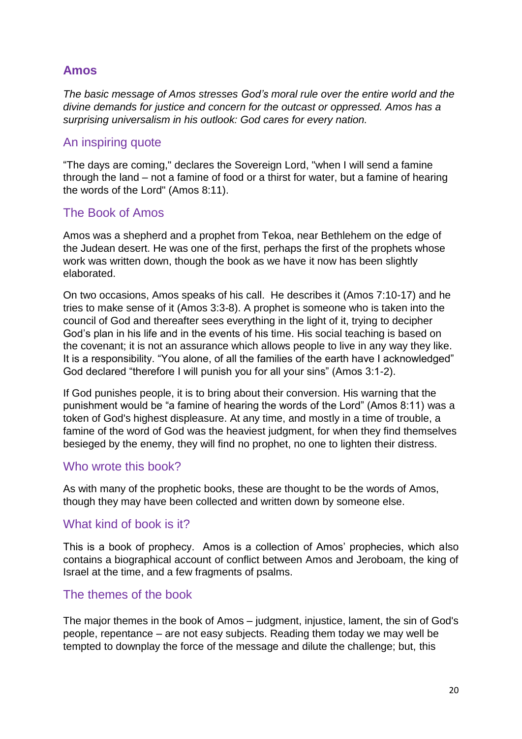## Amos

*The basic message of Amos stresses God's moral rule over the entire world and the divine demands for justice and concern for the outcast or oppressed. Amos has a surprising universalism in his outlook: God cares for every nation.*

### An inspiring quote

"The days are coming," declares the Sovereign Lord, "when I will send a famine through the land – not a famine of food or a thirst for water, but a famine of hearing the words of the Lord" (Amos 8:11).

### The Book of Amos

Amos was a shepherd and a prophet from Tekoa, near Bethlehem on the edge of the Judean desert. He was one of the first, perhaps the first of the prophets whose work was written down, though the book as we have it now has been slightly elaborated.

On two occasions, Amos speaks of his call. He describes it (Amos 7:10-17) and he tries to make sense of it (Amos 3:3-8). A prophet is someone who is taken into the council of God and thereafter sees everything in the light of it, trying to decipher God's plan in his life and in the events of his time. His social teaching is based on the covenant; it is not an assurance which allows people to live in any way they like. It is a responsibility. "You alone, of all the families of the earth have I acknowledged" God declared "therefore I will punish you for all your sins" (Amos 3:1-2).

If God punishes people, it is to bring about their conversion. His warning that the punishment would be "a famine of hearing the words of the Lord" (Amos 8:11) was a token of God's highest displeasure. At any time, and mostly in a time of trouble, a famine of the word of God was the heaviest judgment, for when they find themselves besieged by the enemy, they will find no prophet, no one to lighten their distress.

### Who wrote this book?

As with many of the prophetic books, these are thought to be the words of Amos, though they may have been collected and written down by someone else.

### What kind of book is it?

This is a book of prophecy. Amos is a collection of Amos' prophecies, which also contains a biographical account of conflict between Amos and Jeroboam, the king of Israel at the time, and a few fragments of psalms.

### The themes of the book

The major themes in the book of Amos – judgment, injustice, lament, the sin of God's people, repentance – are not easy subjects. Reading them today we may well be tempted to downplay the force of the message and dilute the challenge; but, this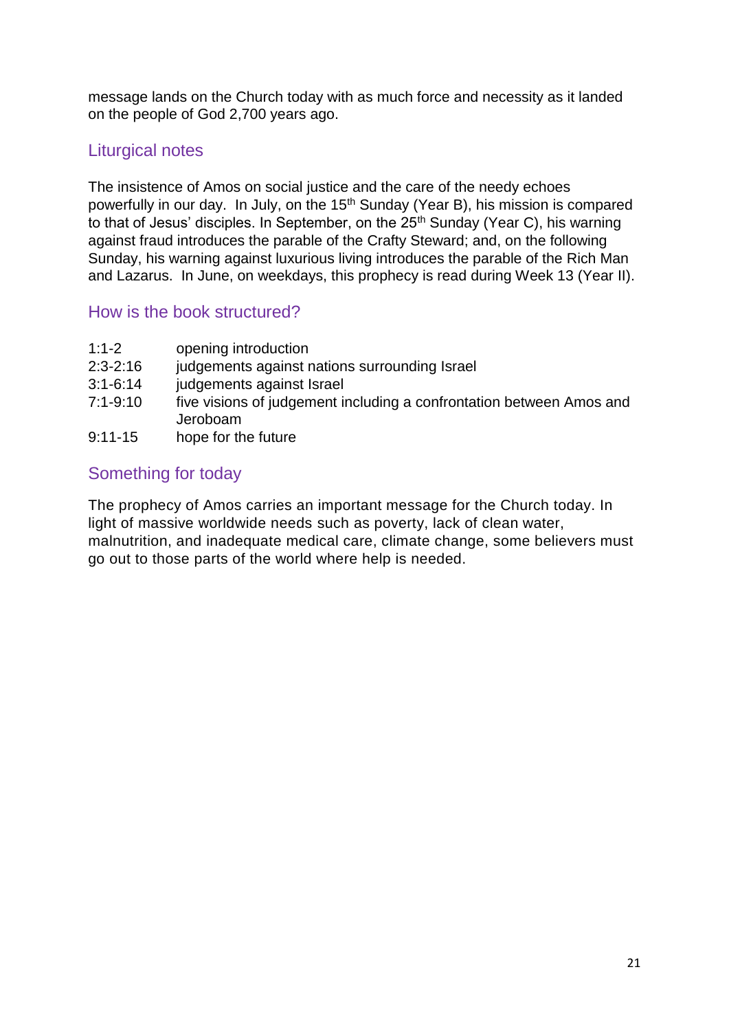message lands on the Church today with as much force and necessity as it landed on the people of God 2,700 years ago.

## Liturgical notes

The insistence of Amos on social justice and the care of the needy echoes powerfully in our day. In July, on the 15th Sunday (Year B), his mission is compared to that of Jesus' disciples. In September, on the 25th Sunday (Year C), his warning against fraud introduces the parable of the Crafty Steward; and, on the following Sunday, his warning against luxurious living introduces the parable of the Rich Man and Lazarus. In June, on weekdays, this prophecy is read during Week 13 (Year II).

## How is the book structured?

| | |
|---|---|
| 1:1-2 | opening introduction |
| 2:3-2:16 | judgements against nations surrounding Israel |
| 3:1-6:14 | judgements against Israel |
| 7:1-9:10 | five visions of judgement including a confrontation between Amos and Jeroboam |
| 9:11-15 | hope for the future |

## Something for today

The prophecy of Amos carries an important message for the Church today. In light of massive worldwide needs such as poverty, lack of clean water, malnutrition, and inadequate medical care, climate change, some believers must go out to those parts of the world where help is needed.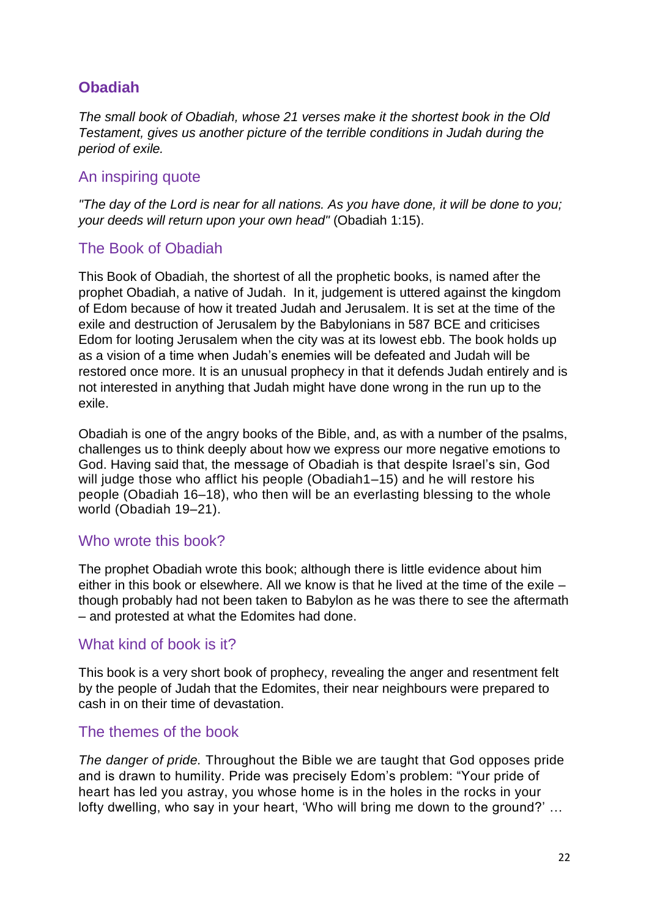## Obadiah

*The small book of Obadiah, whose 21 verses make it the shortest book in the Old Testament, gives us another picture of the terrible conditions in Judah during the period of exile.*

### An inspiring quote

*"The day of the Lord is near for all nations. As you have done, it will be done to you; your deeds will return upon your own head"* (Obadiah 1:15).

### The Book of Obadiah

This Book of Obadiah, the shortest of all the prophetic books, is named after the prophet Obadiah, a native of Judah.  In it, judgement is uttered against the kingdom of Edom because of how it treated Judah and Jerusalem. It is set at the time of the exile and destruction of Jerusalem by the Babylonians in 587 BCE and criticises Edom for looting Jerusalem when the city was at its lowest ebb. The book holds up as a vision of a time when Judah's enemies will be defeated and Judah will be restored once more. It is an unusual prophecy in that it defends Judah entirely and is not interested in anything that Judah might have done wrong in the run up to the exile.

Obadiah is one of the angry books of the Bible, and, as with a number of the psalms, challenges us to think deeply about how we express our more negative emotions to God. Having said that, the message of Obadiah is that despite Israel's sin, God will judge those who afflict his people (Obadiah1–15) and he will restore his people (Obadiah 16–18), who then will be an everlasting blessing to the whole world (Obadiah 19–21).

### Who wrote this book?

The prophet Obadiah wrote this book; although there is little evidence about him either in this book or elsewhere. All we know is that he lived at the time of the exile – though probably had not been taken to Babylon as he was there to see the aftermath – and protested at what the Edomites had done.

### What kind of book is it?

This book is a very short book of prophecy, revealing the anger and resentment felt by the people of Judah that the Edomites, their near neighbours were prepared to cash in on their time of devastation.

### The themes of the book

*The danger of pride.* Throughout the Bible we are taught that God opposes pride and is drawn to humility. Pride was precisely Edom's problem: "Your pride of heart has led you astray, you whose home is in the holes in the rocks in your lofty dwelling, who say in your heart, 'Who will bring me down to the ground?' …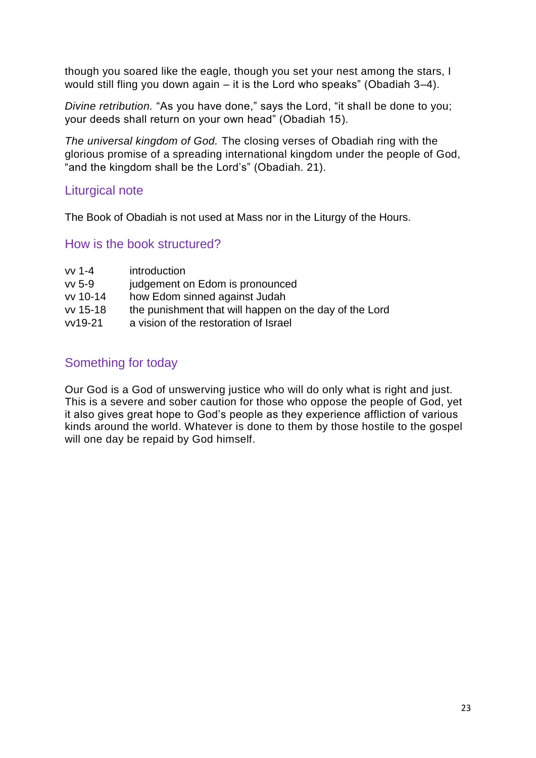though you soared like the eagle, though you set your nest among the stars, I would still fling you down again – it is the Lord who speaks" (Obadiah 3–4).

*Divine retribution.* "As you have done," says the Lord, "it shall be done to you; your deeds shall return on your own head" (Obadiah 15).

*The universal kingdom of God.* The closing verses of Obadiah ring with the glorious promise of a spreading international kingdom under the people of God, "and the kingdom shall be the Lord's" (Obadiah. 21).

## Liturgical note

The Book of Obadiah is not used at Mass nor in the Liturgy of the Hours.

## How is the book structured?

| | |
|---|---|
| vv 1-4 | introduction |
| vv 5-9 | judgement on Edom is pronounced |
| vv 10-14 | how Edom sinned against Judah |
| vv 15-18 | the punishment that will happen on the day of the Lord |
| vv19-21 | a vision of the restoration of Israel |

## Something for today

Our God is a God of unswerving justice who will do only what is right and just. This is a severe and sober caution for those who oppose the people of God, yet it also gives great hope to God's people as they experience affliction of various kinds around the world. Whatever is done to them by those hostile to the gospel will one day be repaid by God himself.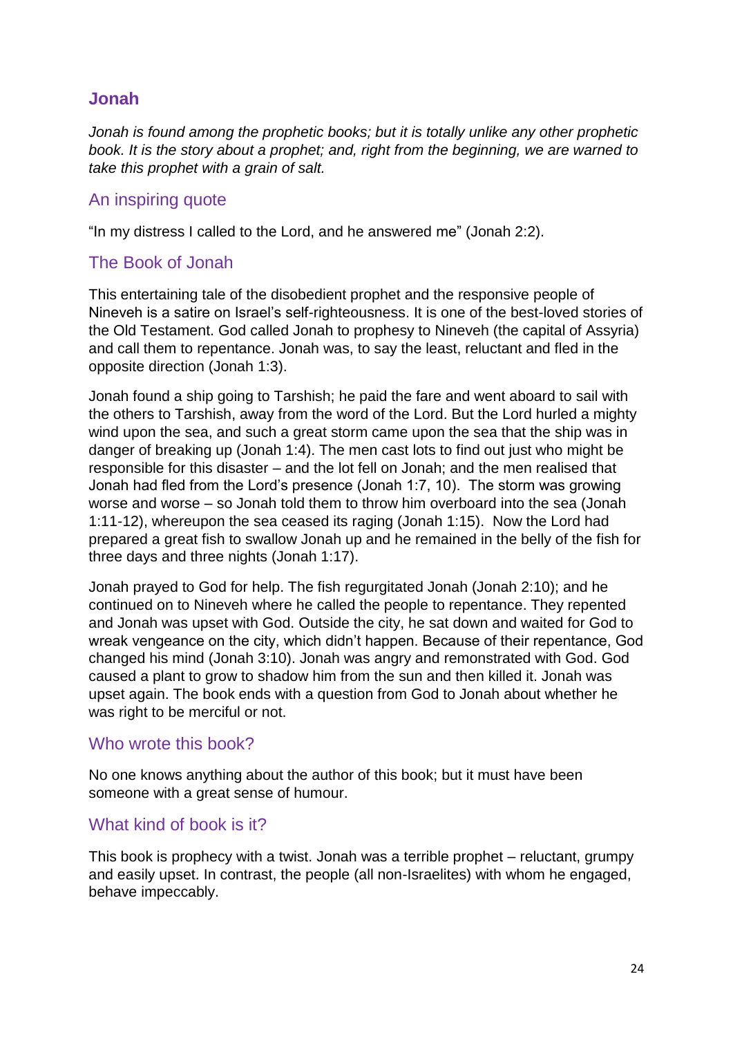## Jonah

*Jonah is found among the prophetic books; but it is totally unlike any other prophetic book. It is the story about a prophet; and, right from the beginning, we are warned to take this prophet with a grain of salt.*

### An inspiring quote

“In my distress I called to the Lord, and he answered me” (Jonah 2:2).

### The Book of Jonah

This entertaining tale of the disobedient prophet and the responsive people of Nineveh is a satire on Israel’s self-righteousness. It is one of the best-loved stories of the Old Testament. God called Jonah to prophesy to Nineveh (the capital of Assyria) and call them to repentance. Jonah was, to say the least, reluctant and fled in the opposite direction (Jonah 1:3).

Jonah found a ship going to Tarshish; he paid the fare and went aboard to sail with the others to Tarshish, away from the word of the Lord. But the Lord hurled a mighty wind upon the sea, and such a great storm came upon the sea that the ship was in danger of breaking up (Jonah 1:4). The men cast lots to find out just who might be responsible for this disaster – and the lot fell on Jonah; and the men realised that Jonah had fled from the Lord’s presence (Jonah 1:7, 10). The storm was growing worse and worse – so Jonah told them to throw him overboard into the sea (Jonah 1:11-12), whereupon the sea ceased its raging (Jonah 1:15). Now the Lord had prepared a great fish to swallow Jonah up and he remained in the belly of the fish for three days and three nights (Jonah 1:17).

Jonah prayed to God for help. The fish regurgitated Jonah (Jonah 2:10); and he continued on to Nineveh where he called the people to repentance. They repented and Jonah was upset with God. Outside the city, he sat down and waited for God to wreak vengeance on the city, which didn’t happen. Because of their repentance, God changed his mind (Jonah 3:10). Jonah was angry and remonstrated with God. God caused a plant to grow to shadow him from the sun and then killed it. Jonah was upset again. The book ends with a question from God to Jonah about whether he was right to be merciful or not.

### Who wrote this book?

No one knows anything about the author of this book; but it must have been someone with a great sense of humour.

### What kind of book is it?

This book is prophecy with a twist. Jonah was a terrible prophet – reluctant, grumpy and easily upset. In contrast, the people (all non-Israelites) with whom he engaged, behave impeccably.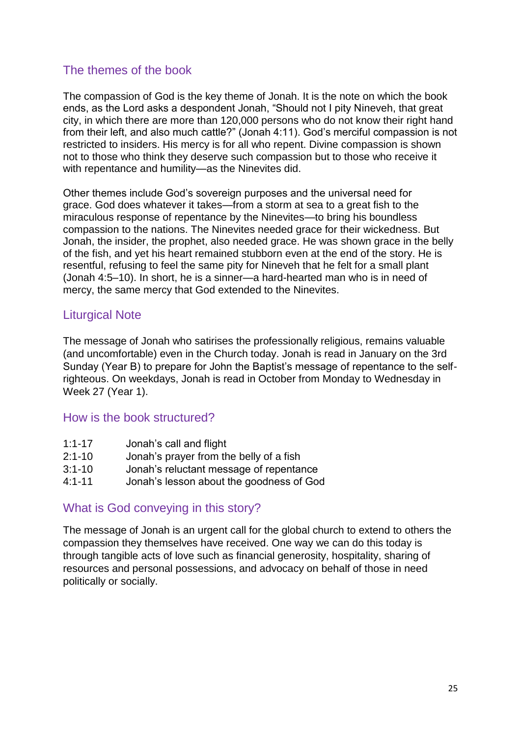## The themes of the book

The compassion of God is the key theme of Jonah. It is the note on which the book ends, as the Lord asks a despondent Jonah, “Should not I pity Nineveh, that great city, in which there are more than 120,000 persons who do not know their right hand from their left, and also much cattle?” (Jonah 4:11). God’s merciful compassion is not restricted to insiders. His mercy is for all who repent. Divine compassion is shown not to those who think they deserve such compassion but to those who receive it with repentance and humility—as the Ninevites did.

Other themes include God’s sovereign purposes and the universal need for grace. God does whatever it takes—from a storm at sea to a great fish to the miraculous response of repentance by the Ninevites—to bring his boundless compassion to the nations. The Ninevites needed grace for their wickedness. But Jonah, the insider, the prophet, also needed grace. He was shown grace in the belly of the fish, and yet his heart remained stubborn even at the end of the story. He is resentful, refusing to feel the same pity for Nineveh that he felt for a small plant (Jonah 4:5–10). In short, he is a sinner—a hard-hearted man who is in need of mercy, the same mercy that God extended to the Ninevites.

## Liturgical Note

The message of Jonah who satirises the professionally religious, remains valuable (and uncomfortable) even in the Church today. Jonah is read in January on the 3rd Sunday (Year B) to prepare for John the Baptist’s message of repentance to the self-righteous. On weekdays, Jonah is read in October from Monday to Wednesday in Week 27 (Year 1).

## How is the book structured?

| | |
|---|---|
| 1:1-17 | Jonah’s call and flight |
| 2:1-10 | Jonah’s prayer from the belly of a fish |
| 3:1-10 | Jonah’s reluctant message of repentance |
| 4:1-11 | Jonah’s lesson about the goodness of God |

## What is God conveying in this story?

The message of Jonah is an urgent call for the global church to extend to others the compassion they themselves have received. One way we can do this today is through tangible acts of love such as financial generosity, hospitality, sharing of resources and personal possessions, and advocacy on behalf of those in need politically or socially.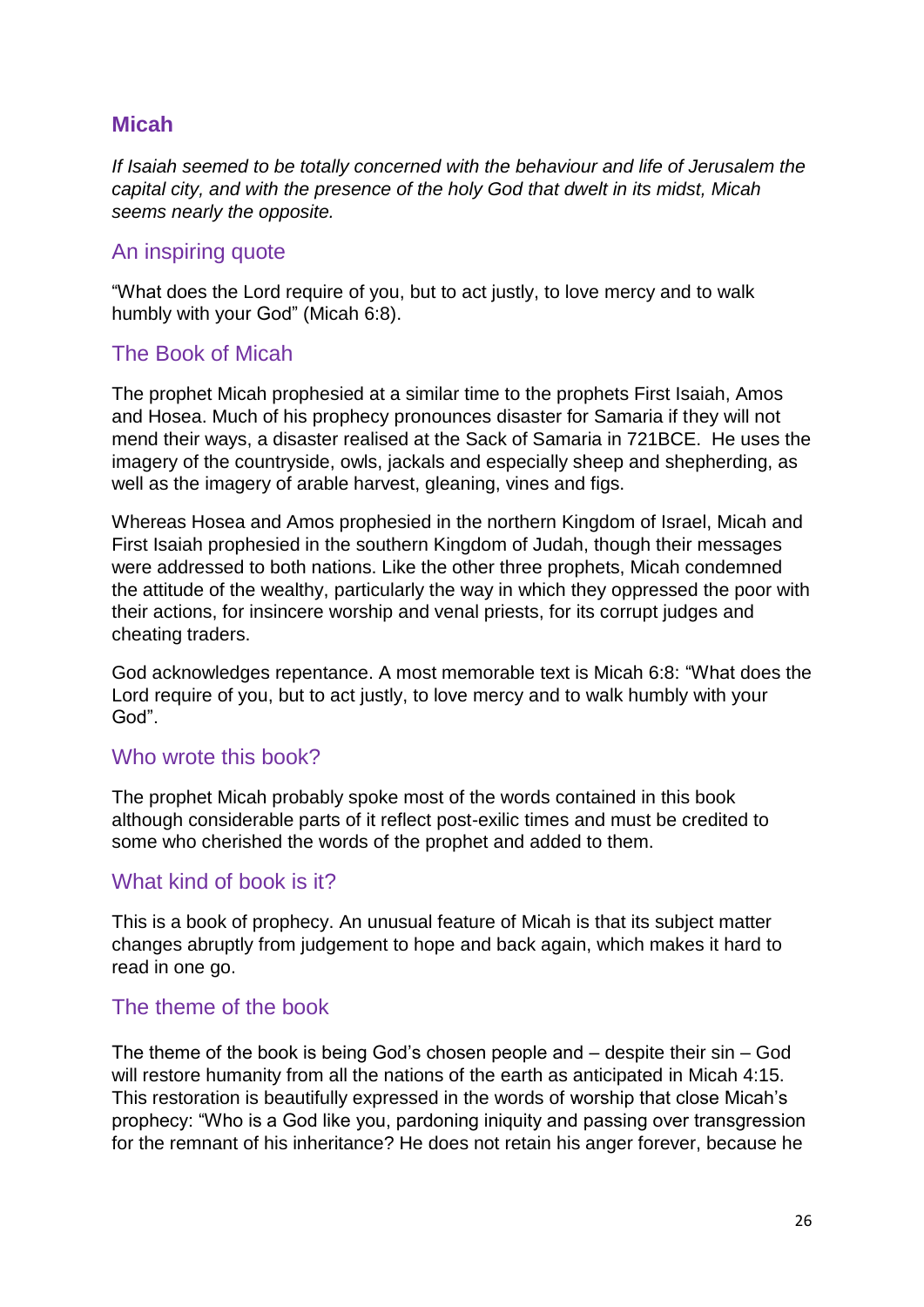## Micah

*If Isaiah seemed to be totally concerned with the behaviour and life of Jerusalem the capital city, and with the presence of the holy God that dwelt in its midst, Micah seems nearly the opposite.*

### An inspiring quote

"What does the Lord require of you, but to act justly, to love mercy and to walk humbly with your God" (Micah 6:8).

### The Book of Micah

The prophet Micah prophesied at a similar time to the prophets First Isaiah, Amos and Hosea. Much of his prophecy pronounces disaster for Samaria if they will not mend their ways, a disaster realised at the Sack of Samaria in 721BCE. He uses the imagery of the countryside, owls, jackals and especially sheep and shepherding, as well as the imagery of arable harvest, gleaning, vines and figs.

Whereas Hosea and Amos prophesied in the northern Kingdom of Israel, Micah and First Isaiah prophesied in the southern Kingdom of Judah, though their messages were addressed to both nations. Like the other three prophets, Micah condemned the attitude of the wealthy, particularly the way in which they oppressed the poor with their actions, for insincere worship and venal priests, for its corrupt judges and cheating traders.

God acknowledges repentance. A most memorable text is Micah 6:8: "What does the Lord require of you, but to act justly, to love mercy and to walk humbly with your God".

### Who wrote this book?

The prophet Micah probably spoke most of the words contained in this book although considerable parts of it reflect post-exilic times and must be credited to some who cherished the words of the prophet and added to them.

### What kind of book is it?

This is a book of prophecy. An unusual feature of Micah is that its subject matter changes abruptly from judgement to hope and back again, which makes it hard to read in one go.

### The theme of the book

The theme of the book is being God's chosen people and – despite their sin – God will restore humanity from all the nations of the earth as anticipated in Micah 4:15. This restoration is beautifully expressed in the words of worship that close Micah's prophecy: "Who is a God like you, pardoning iniquity and passing over transgression for the remnant of his inheritance? He does not retain his anger forever, because he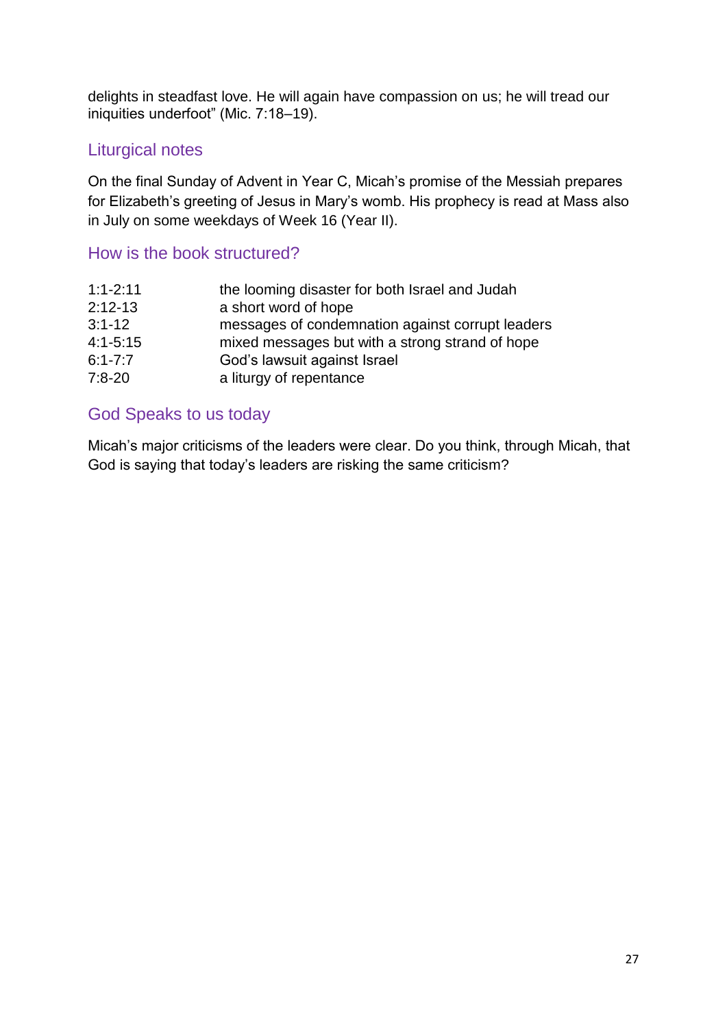delights in steadfast love. He will again have compassion on us; he will tread our iniquities underfoot" (Mic. 7:18–19).

## Liturgical notes

On the final Sunday of Advent in Year C, Micah's promise of the Messiah prepares for Elizabeth's greeting of Jesus in Mary's womb. His prophecy is read at Mass also in July on some weekdays of Week 16 (Year II).

## How is the book structured?

| | |
|---|---|
| 1:1-2:11 | the looming disaster for both Israel and Judah |
| 2:12-13 | a short word of hope |
| 3:1-12 | messages of condemnation against corrupt leaders |
| 4:1-5:15 | mixed messages but with a strong strand of hope |
| 6:1-7:7 | God's lawsuit against Israel |
| 7:8-20 | a liturgy of repentance |

## God Speaks to us today

Micah's major criticisms of the leaders were clear. Do you think, through Micah, that God is saying that today's leaders are risking the same criticism?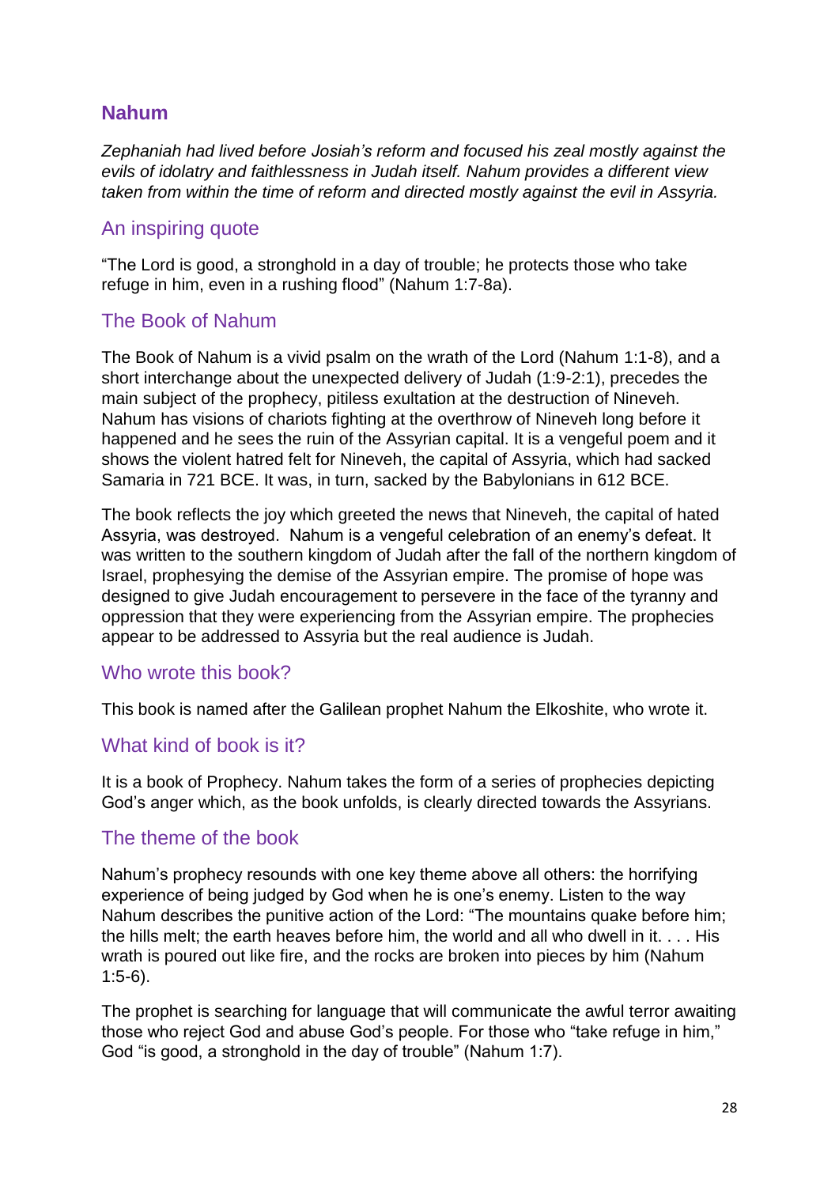## Nahum

*Zephaniah had lived before Josiah's reform and focused his zeal mostly against the evils of idolatry and faithlessness in Judah itself. Nahum provides a different view taken from within the time of reform and directed mostly against the evil in Assyria.*

### An inspiring quote

"The Lord is good, a stronghold in a day of trouble; he protects those who take refuge in him, even in a rushing flood" (Nahum 1:7-8a).

### The Book of Nahum

The Book of Nahum is a vivid psalm on the wrath of the Lord (Nahum 1:1-8), and a short interchange about the unexpected delivery of Judah (1:9-2:1), precedes the main subject of the prophecy, pitiless exultation at the destruction of Nineveh. Nahum has visions of chariots fighting at the overthrow of Nineveh long before it happened and he sees the ruin of the Assyrian capital. It is a vengeful poem and it shows the violent hatred felt for Nineveh, the capital of Assyria, which had sacked Samaria in 721 BCE. It was, in turn, sacked by the Babylonians in 612 BCE.

The book reflects the joy which greeted the news that Nineveh, the capital of hated Assyria, was destroyed. Nahum is a vengeful celebration of an enemy's defeat. It was written to the southern kingdom of Judah after the fall of the northern kingdom of Israel, prophesying the demise of the Assyrian empire. The promise of hope was designed to give Judah encouragement to persevere in the face of the tyranny and oppression that they were experiencing from the Assyrian empire. The prophecies appear to be addressed to Assyria but the real audience is Judah.

### Who wrote this book?

This book is named after the Galilean prophet Nahum the Elkoshite, who wrote it.

### What kind of book is it?

It is a book of Prophecy. Nahum takes the form of a series of prophecies depicting God's anger which, as the book unfolds, is clearly directed towards the Assyrians.

### The theme of the book

Nahum's prophecy resounds with one key theme above all others: the horrifying experience of being judged by God when he is one's enemy. Listen to the way Nahum describes the punitive action of the Lord: "The mountains quake before him; the hills melt; the earth heaves before him, the world and all who dwell in it. . . . His wrath is poured out like fire, and the rocks are broken into pieces by him (Nahum 1:5-6).

The prophet is searching for language that will communicate the awful terror awaiting those who reject God and abuse God's people. For those who "take refuge in him," God "is good, a stronghold in the day of trouble" (Nahum 1:7).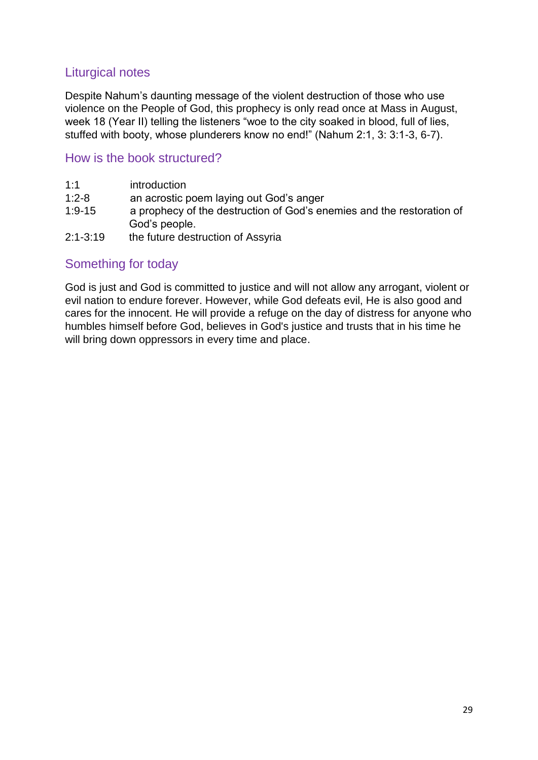## Liturgical notes

Despite Nahum's daunting message of the violent destruction of those who use violence on the People of God, this prophecy is only read once at Mass in August, week 18 (Year II) telling the listeners "woe to the city soaked in blood, full of lies, stuffed with booty, whose plunderers know no end!" (Nahum 2:1, 3: 3:1-3, 6-7).

## How is the book structured?

| | |
|---|---|
| 1:1 | introduction |
| 1:2-8 | an acrostic poem laying out God's anger |
| 1:9-15 | a prophecy of the destruction of God's enemies and the restoration of God's people. |
| 2:1-3:19 | the future destruction of Assyria |

## Something for today

God is just and God is committed to justice and will not allow any arrogant, violent or evil nation to endure forever. However, while God defeats evil, He is also good and cares for the innocent. He will provide a refuge on the day of distress for anyone who humbles himself before God, believes in God's justice and trusts that in his time he will bring down oppressors in every time and place.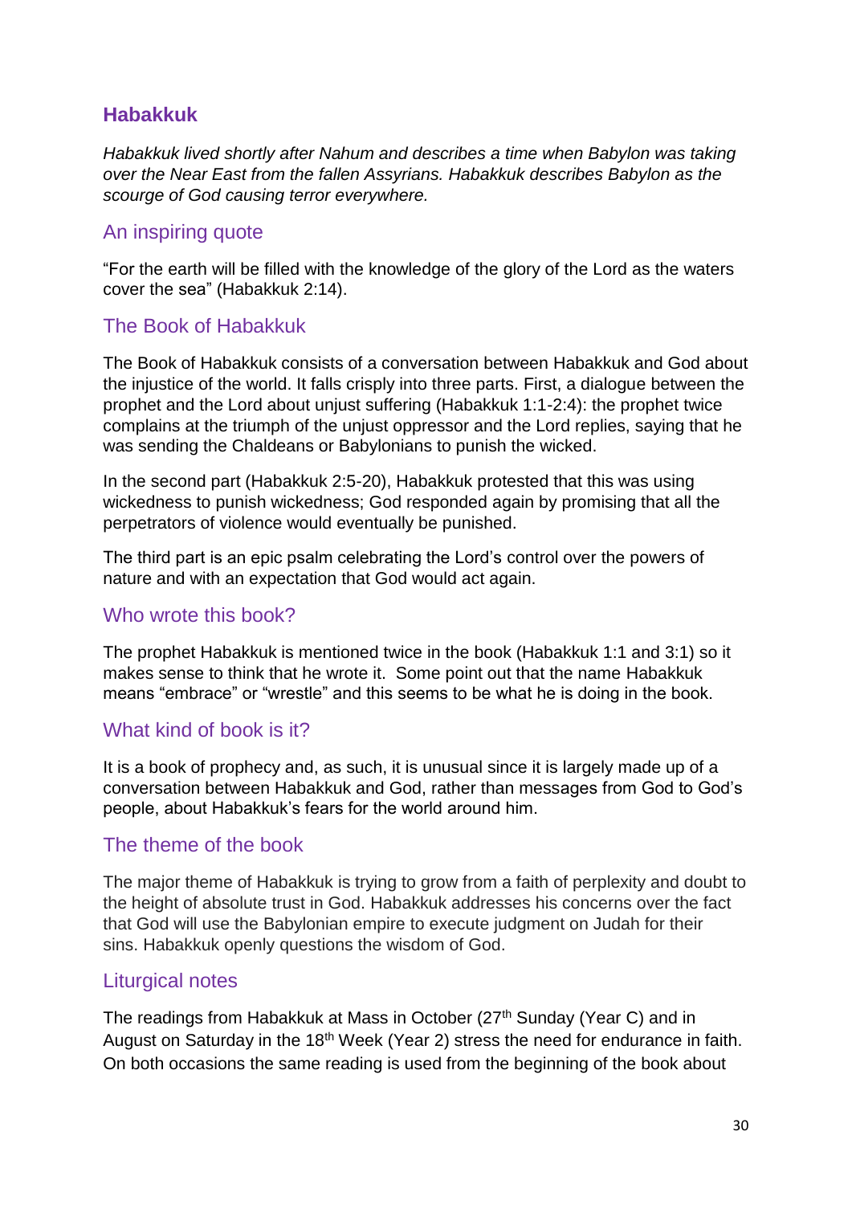## Habakkuk

*Habakkuk lived shortly after Nahum and describes a time when Babylon was taking over the Near East from the fallen Assyrians. Habakkuk describes Babylon as the scourge of God causing terror everywhere.*

### An inspiring quote

"For the earth will be filled with the knowledge of the glory of the Lord as the waters cover the sea" (Habakkuk 2:14).

### The Book of Habakkuk

The Book of Habakkuk consists of a conversation between Habakkuk and God about the injustice of the world. It falls crisply into three parts. First, a dialogue between the prophet and the Lord about unjust suffering (Habakkuk 1:1-2:4): the prophet twice complains at the triumph of the unjust oppressor and the Lord replies, saying that he was sending the Chaldeans or Babylonians to punish the wicked.

In the second part (Habakkuk 2:5-20), Habakkuk protested that this was using wickedness to punish wickedness; God responded again by promising that all the perpetrators of violence would eventually be punished.

The third part is an epic psalm celebrating the Lord's control over the powers of nature and with an expectation that God would act again.

### Who wrote this book?

The prophet Habakkuk is mentioned twice in the book (Habakkuk 1:1 and 3:1) so it makes sense to think that he wrote it. Some point out that the name Habakkuk means "embrace" or "wrestle" and this seems to be what he is doing in the book.

### What kind of book is it?

It is a book of prophecy and, as such, it is unusual since it is largely made up of a conversation between Habakkuk and God, rather than messages from God to God's people, about Habakkuk's fears for the world around him.

### The theme of the book

The major theme of Habakkuk is trying to grow from a faith of perplexity and doubt to the height of absolute trust in God. Habakkuk addresses his concerns over the fact that God will use the Babylonian empire to execute judgment on Judah for their sins. Habakkuk openly questions the wisdom of God.

### Liturgical notes

The readings from Habakkuk at Mass in October (27th Sunday (Year C) and in August on Saturday in the 18th Week (Year 2) stress the need for endurance in faith. On both occasions the same reading is used from the beginning of the book about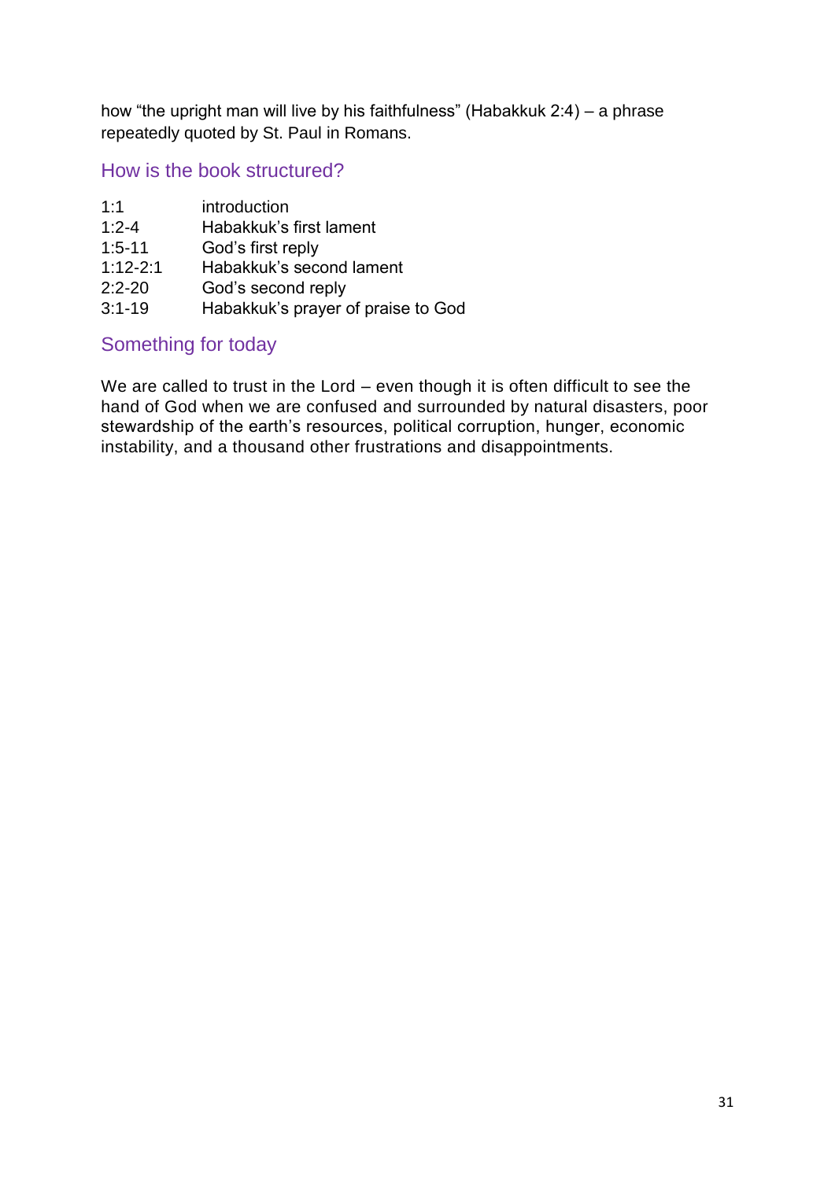how “the upright man will live by his faithfulness” (Habakkuk 2:4) – a phrase repeatedly quoted by St. Paul in Romans.

## How is the book structured?

| | |
|---|---|
| 1:1 | introduction |
| 1:2-4 | Habakkuk’s first lament |
| 1:5-11 | God’s first reply |
| 1:12-2:1 | Habakkuk’s second lament |
| 2:2-20 | God’s second reply |
| 3:1-19 | Habakkuk’s prayer of praise to God |

## Something for today

We are called to trust in the Lord – even though it is often difficult to see the hand of God when we are confused and surrounded by natural disasters, poor stewardship of the earth’s resources, political corruption, hunger, economic instability, and a thousand other frustrations and disappointments.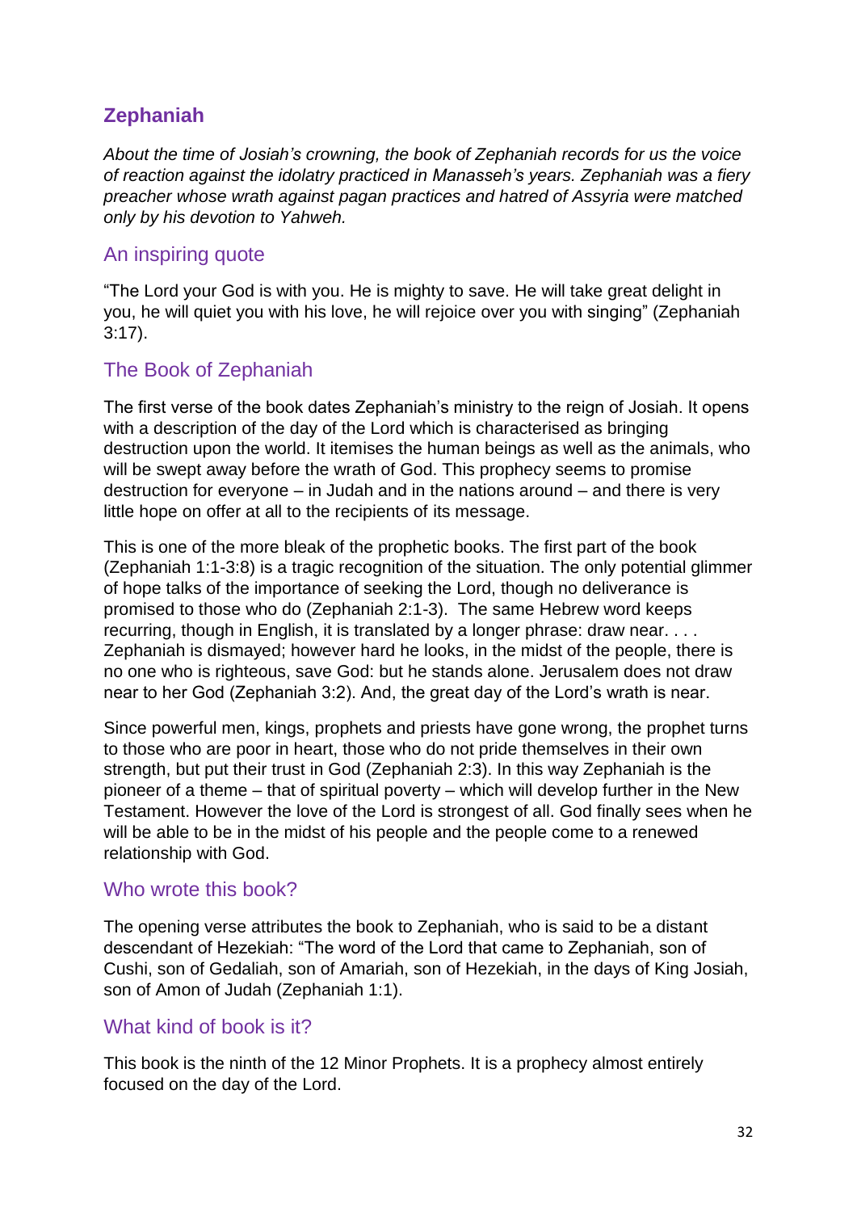## Zephaniah

*About the time of Josiah's crowning, the book of Zephaniah records for us the voice of reaction against the idolatry practiced in Manasseh's years. Zephaniah was a fiery preacher whose wrath against pagan practices and hatred of Assyria were matched only by his devotion to Yahweh.*

### An inspiring quote

"The Lord your God is with you. He is mighty to save. He will take great delight in you, he will quiet you with his love, he will rejoice over you with singing" (Zephaniah 3:17).

### The Book of Zephaniah

The first verse of the book dates Zephaniah's ministry to the reign of Josiah. It opens with a description of the day of the Lord which is characterised as bringing destruction upon the world. It itemises the human beings as well as the animals, who will be swept away before the wrath of God. This prophecy seems to promise destruction for everyone – in Judah and in the nations around – and there is very little hope on offer at all to the recipients of its message.

This is one of the more bleak of the prophetic books. The first part of the book (Zephaniah 1:1-3:8) is a tragic recognition of the situation. The only potential glimmer of hope talks of the importance of seeking the Lord, though no deliverance is promised to those who do (Zephaniah 2:1-3). The same Hebrew word keeps recurring, though in English, it is translated by a longer phrase: draw near. . . . Zephaniah is dismayed; however hard he looks, in the midst of the people, there is no one who is righteous, save God: but he stands alone. Jerusalem does not draw near to her God (Zephaniah 3:2). And, the great day of the Lord's wrath is near.

Since powerful men, kings, prophets and priests have gone wrong, the prophet turns to those who are poor in heart, those who do not pride themselves in their own strength, but put their trust in God (Zephaniah 2:3). In this way Zephaniah is the pioneer of a theme – that of spiritual poverty – which will develop further in the New Testament. However the love of the Lord is strongest of all. God finally sees when he will be able to be in the midst of his people and the people come to a renewed relationship with God.

### Who wrote this book?

The opening verse attributes the book to Zephaniah, who is said to be a distant descendant of Hezekiah: "The word of the Lord that came to Zephaniah, son of Cushi, son of Gedaliah, son of Amariah, son of Hezekiah, in the days of King Josiah, son of Amon of Judah (Zephaniah 1:1).

### What kind of book is it?

This book is the ninth of the 12 Minor Prophets. It is a prophecy almost entirely focused on the day of the Lord.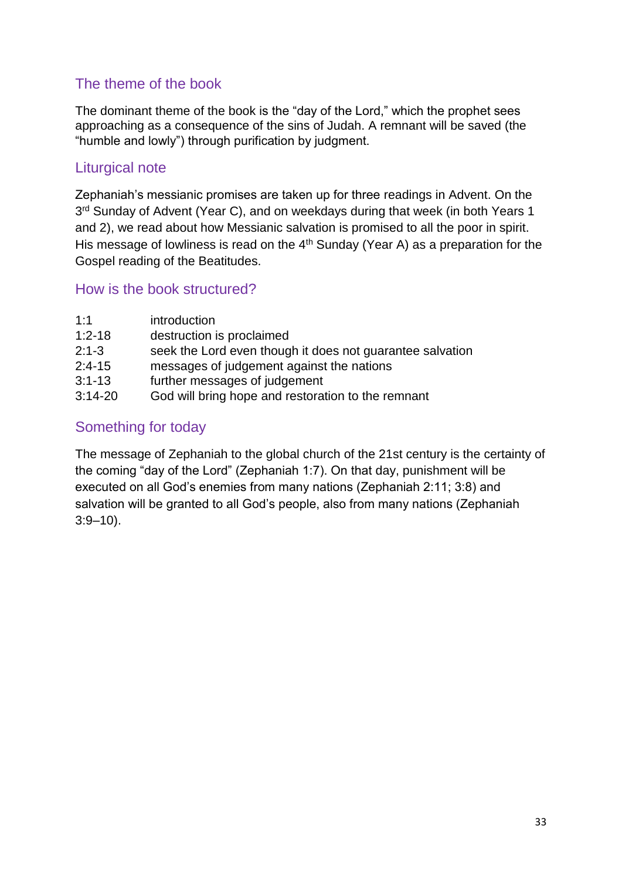## The theme of the book

The dominant theme of the book is the "day of the Lord," which the prophet sees approaching as a consequence of the sins of Judah. A remnant will be saved (the "humble and lowly") through purification by judgment.

## Liturgical note

Zephaniah's messianic promises are taken up for three readings in Advent. On the 3rd Sunday of Advent (Year C), and on weekdays during that week (in both Years 1 and 2), we read about how Messianic salvation is promised to all the poor in spirit. His message of lowliness is read on the 4th Sunday (Year A) as a preparation for the Gospel reading of the Beatitudes.

## How is the book structured?

| | |
|---|---|
| 1:1 | introduction |
| 1:2-18 | destruction is proclaimed |
| 2:1-3 | seek the Lord even though it does not guarantee salvation |
| 2:4-15 | messages of judgement against the nations |
| 3:1-13 | further messages of judgement |
| 3:14-20 | God will bring hope and restoration to the remnant |

## Something for today

The message of Zephaniah to the global church of the 21st century is the certainty of the coming "day of the Lord" (Zephaniah 1:7). On that day, punishment will be executed on all God's enemies from many nations (Zephaniah 2:11; 3:8) and salvation will be granted to all God's people, also from many nations (Zephaniah 3:9–10).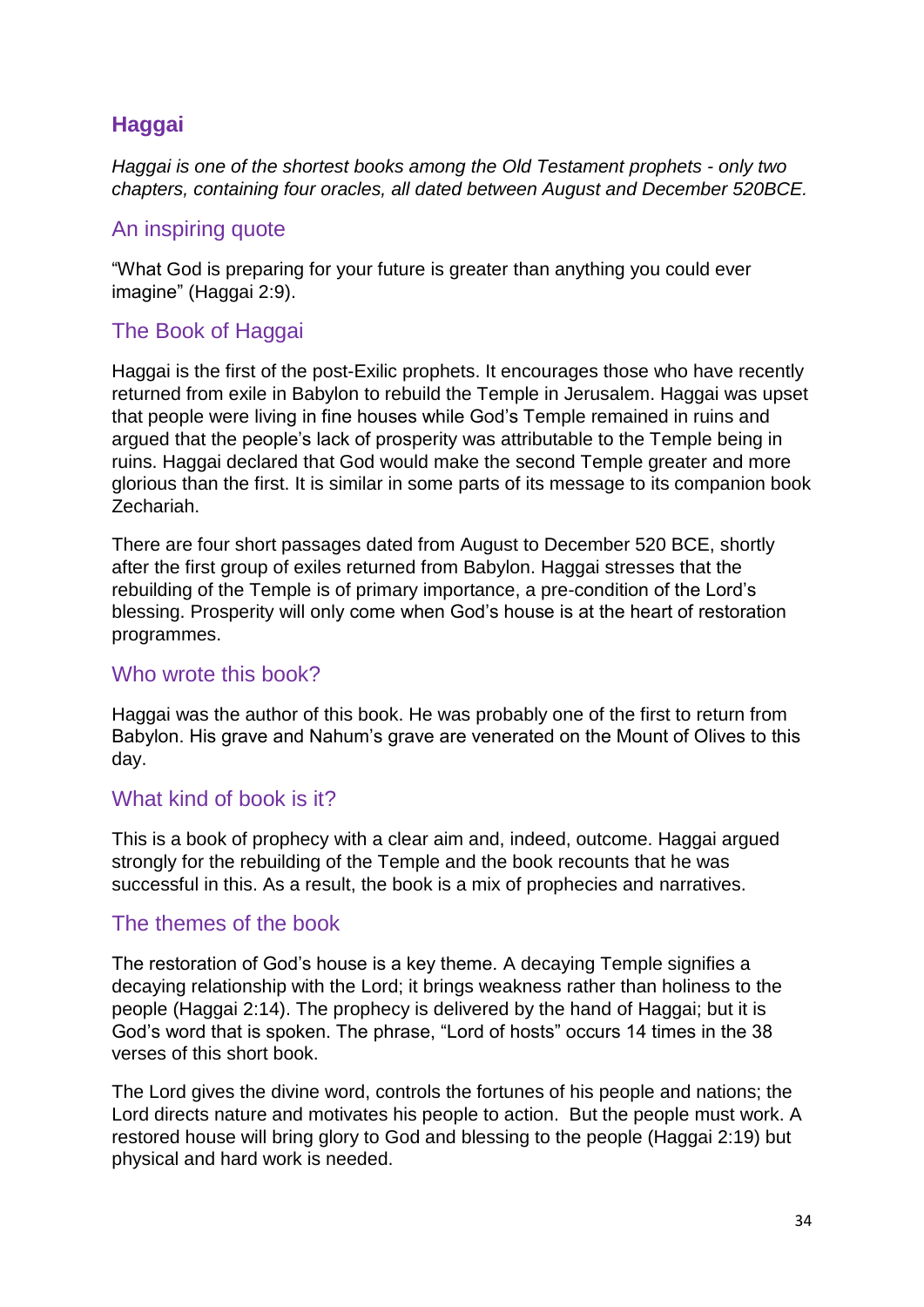## Haggai

*Haggai is one of the shortest books among the Old Testament prophets - only two chapters, containing four oracles, all dated between August and December 520BCE.*

### An inspiring quote

"What God is preparing for your future is greater than anything you could ever imagine" (Haggai 2:9).

### The Book of Haggai

Haggai is the first of the post-Exilic prophets. It encourages those who have recently returned from exile in Babylon to rebuild the Temple in Jerusalem. Haggai was upset that people were living in fine houses while God's Temple remained in ruins and argued that the people's lack of prosperity was attributable to the Temple being in ruins. Haggai declared that God would make the second Temple greater and more glorious than the first. It is similar in some parts of its message to its companion book Zechariah.

There are four short passages dated from August to December 520 BCE, shortly after the first group of exiles returned from Babylon. Haggai stresses that the rebuilding of the Temple is of primary importance, a pre-condition of the Lord's blessing. Prosperity will only come when God's house is at the heart of restoration programmes.

### Who wrote this book?

Haggai was the author of this book. He was probably one of the first to return from Babylon. His grave and Nahum's grave are venerated on the Mount of Olives to this day.

### What kind of book is it?

This is a book of prophecy with a clear aim and, indeed, outcome. Haggai argued strongly for the rebuilding of the Temple and the book recounts that he was successful in this. As a result, the book is a mix of prophecies and narratives.

### The themes of the book

The restoration of God's house is a key theme. A decaying Temple signifies a decaying relationship with the Lord; it brings weakness rather than holiness to the people (Haggai 2:14). The prophecy is delivered by the hand of Haggai; but it is God's word that is spoken. The phrase, "Lord of hosts" occurs 14 times in the 38 verses of this short book.

The Lord gives the divine word, controls the fortunes of his people and nations; the Lord directs nature and motivates his people to action. But the people must work. A restored house will bring glory to God and blessing to the people (Haggai 2:19) but physical and hard work is needed.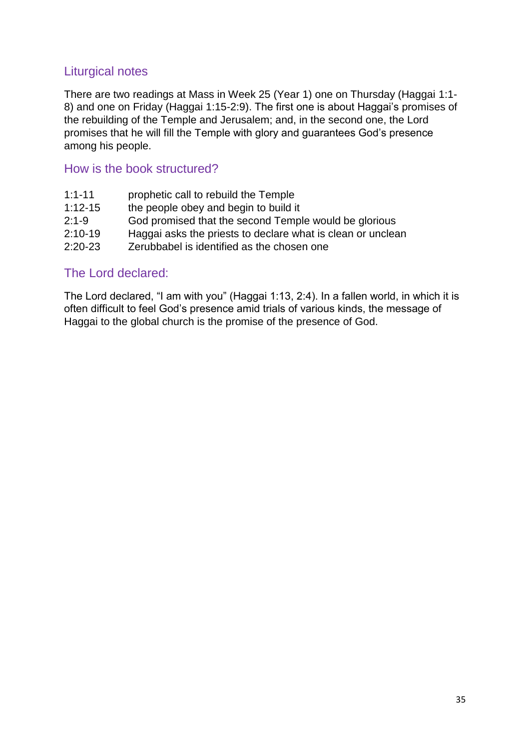## Liturgical notes

There are two readings at Mass in Week 25 (Year 1) one on Thursday (Haggai 1:1-8) and one on Friday (Haggai 1:15-2:9). The first one is about Haggai's promises of the rebuilding of the Temple and Jerusalem; and, in the second one, the Lord promises that he will fill the Temple with glory and guarantees God's presence among his people.

## How is the book structured?

| | |
|---|---|
| 1:1-11 | prophetic call to rebuild the Temple |
| 1:12-15 | the people obey and begin to build it |
| 2:1-9 | God promised that the second Temple would be glorious |
| 2:10-19 | Haggai asks the priests to declare what is clean or unclean |
| 2:20-23 | Zerubbabel is identified as the chosen one |

## The Lord declared:

The Lord declared, "I am with you" (Haggai 1:13, 2:4). In a fallen world, in which it is often difficult to feel God's presence amid trials of various kinds, the message of Haggai to the global church is the promise of the presence of God.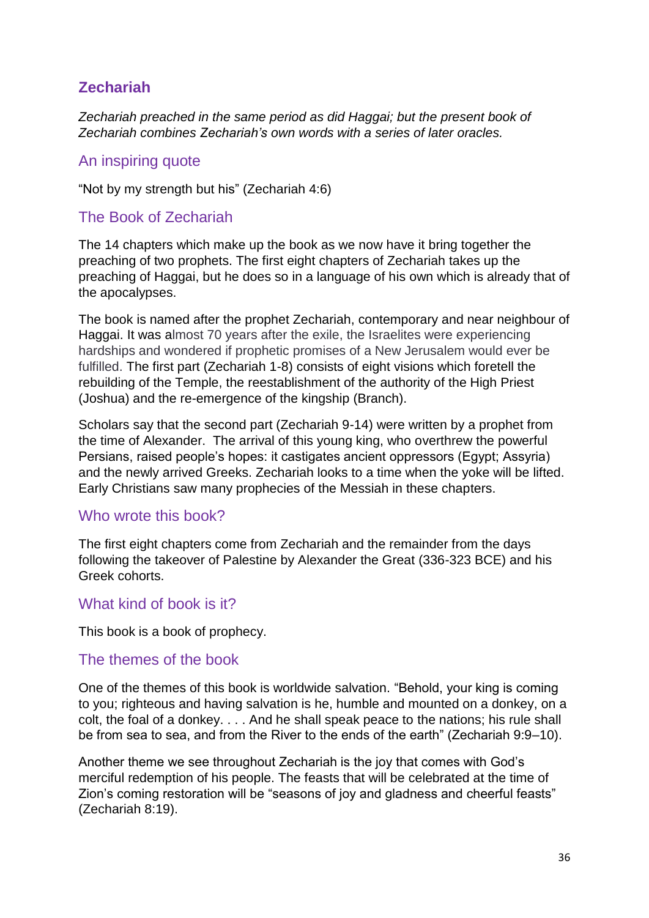## Zechariah

*Zechariah preached in the same period as did Haggai; but the present book of Zechariah combines Zechariah's own words with a series of later oracles.*

### An inspiring quote

"Not by my strength but his" (Zechariah 4:6)

### The Book of Zechariah

The 14 chapters which make up the book as we now have it bring together the preaching of two prophets. The first eight chapters of Zechariah takes up the preaching of Haggai, but he does so in a language of his own which is already that of the apocalypses.

The book is named after the prophet Zechariah, contemporary and near neighbour of Haggai. It was almost 70 years after the exile, the Israelites were experiencing hardships and wondered if prophetic promises of a New Jerusalem would ever be fulfilled. The first part (Zechariah 1-8) consists of eight visions which foretell the rebuilding of the Temple, the reestablishment of the authority of the High Priest (Joshua) and the re-emergence of the kingship (Branch).

Scholars say that the second part (Zechariah 9-14) were written by a prophet from the time of Alexander. The arrival of this young king, who overthrew the powerful Persians, raised people's hopes: it castigates ancient oppressors (Egypt; Assyria) and the newly arrived Greeks. Zechariah looks to a time when the yoke will be lifted. Early Christians saw many prophecies of the Messiah in these chapters.

### Who wrote this book?

The first eight chapters come from Zechariah and the remainder from the days following the takeover of Palestine by Alexander the Great (336-323 BCE) and his Greek cohorts.

### What kind of book is it?

This book is a book of prophecy.

### The themes of the book

One of the themes of this book is worldwide salvation. "Behold, your king is coming to you; righteous and having salvation is he, humble and mounted on a donkey, on a colt, the foal of a donkey. . . . And he shall speak peace to the nations; his rule shall be from sea to sea, and from the River to the ends of the earth" (Zechariah 9:9–10).

Another theme we see throughout Zechariah is the joy that comes with God's merciful redemption of his people. The feasts that will be celebrated at the time of Zion's coming restoration will be "seasons of joy and gladness and cheerful feasts" (Zechariah 8:19).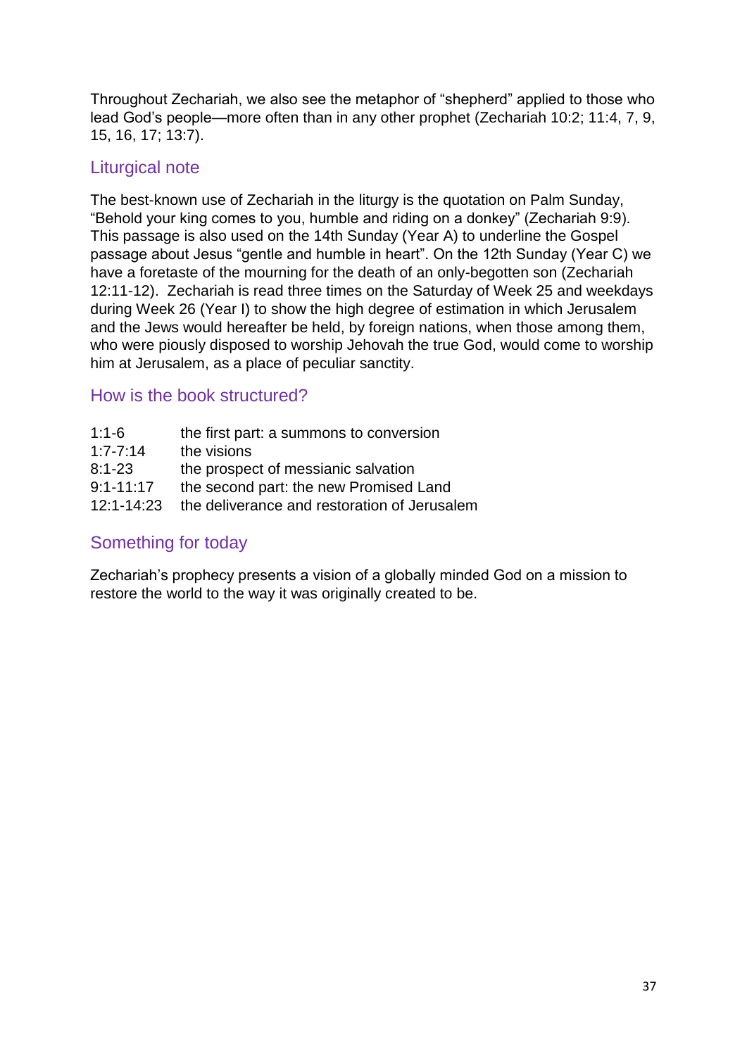Throughout Zechariah, we also see the metaphor of "shepherd" applied to those who lead God's people—more often than in any other prophet (Zechariah 10:2; 11:4, 7, 9, 15, 16, 17; 13:7).

## Liturgical note

The best-known use of Zechariah in the liturgy is the quotation on Palm Sunday, "Behold your king comes to you, humble and riding on a donkey" (Zechariah 9:9). This passage is also used on the 14th Sunday (Year A) to underline the Gospel passage about Jesus "gentle and humble in heart". On the 12th Sunday (Year C) we have a foretaste of the mourning for the death of an only-begotten son (Zechariah 12:11-12). Zechariah is read three times on the Saturday of Week 25 and weekdays during Week 26 (Year I) to show the high degree of estimation in which Jerusalem and the Jews would hereafter be held, by foreign nations, when those among them, who were piously disposed to worship Jehovah the true God, would come to worship him at Jerusalem, as a place of peculiar sanctity.

## How is the book structured?

| | |
|---|---|
| 1:1-6 | the first part: a summons to conversion |
| 1:7-7:14 | the visions |
| 8:1-23 | the prospect of messianic salvation |
| 9:1-11:17 | the second part: the new Promised Land |
| 12:1-14:23 | the deliverance and restoration of Jerusalem |

## Something for today

Zechariah's prophecy presents a vision of a globally minded God on a mission to restore the world to the way it was originally created to be.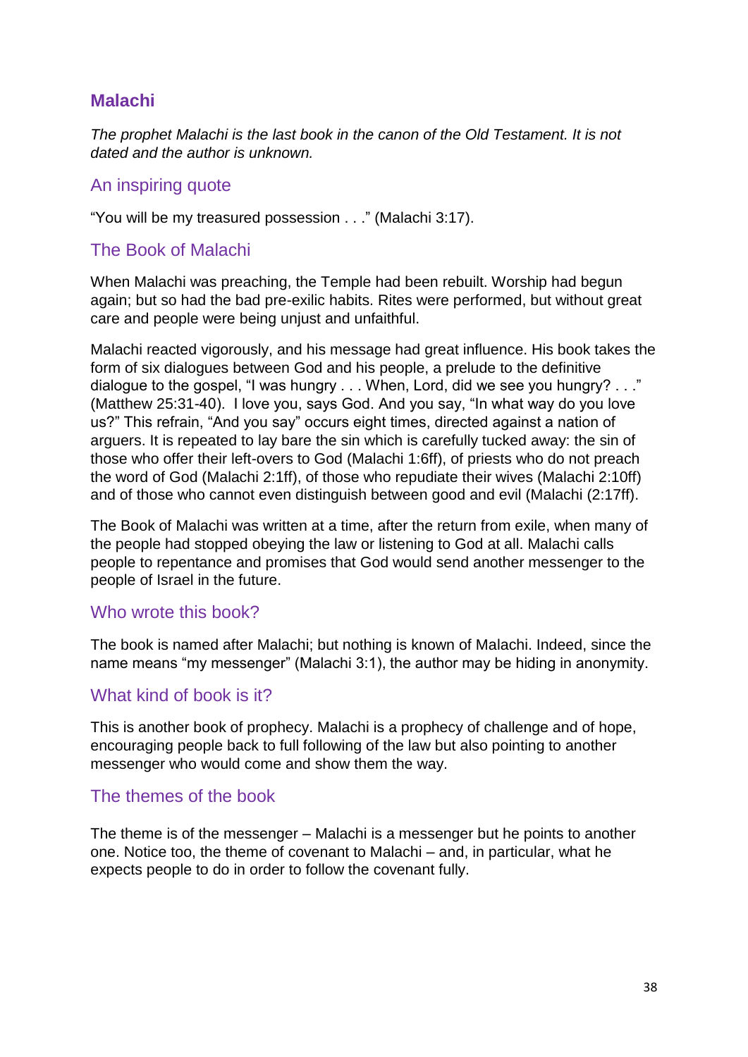## Malachi

*The prophet Malachi is the last book in the canon of the Old Testament. It is not dated and the author is unknown.*

### An inspiring quote

"You will be my treasured possession . . ." (Malachi 3:17).

### The Book of Malachi

When Malachi was preaching, the Temple had been rebuilt. Worship had begun again; but so had the bad pre-exilic habits. Rites were performed, but without great care and people were being unjust and unfaithful.

Malachi reacted vigorously, and his message had great influence. His book takes the form of six dialogues between God and his people, a prelude to the definitive dialogue to the gospel, "I was hungry . . . When, Lord, did we see you hungry? . . ." (Matthew 25:31-40). I love you, says God. And you say, "In what way do you love us?" This refrain, "And you say" occurs eight times, directed against a nation of arguers. It is repeated to lay bare the sin which is carefully tucked away: the sin of those who offer their left-overs to God (Malachi 1:6ff), of priests who do not preach the word of God (Malachi 2:1ff), of those who repudiate their wives (Malachi 2:10ff) and of those who cannot even distinguish between good and evil (Malachi (2:17ff).

The Book of Malachi was written at a time, after the return from exile, when many of the people had stopped obeying the law or listening to God at all. Malachi calls people to repentance and promises that God would send another messenger to the people of Israel in the future.

### Who wrote this book?

The book is named after Malachi; but nothing is known of Malachi. Indeed, since the name means "my messenger" (Malachi 3:1), the author may be hiding in anonymity.

### What kind of book is it?

This is another book of prophecy. Malachi is a prophecy of challenge and of hope, encouraging people back to full following of the law but also pointing to another messenger who would come and show them the way.

### The themes of the book

The theme is of the messenger – Malachi is a messenger but he points to another one. Notice too, the theme of covenant to Malachi – and, in particular, what he expects people to do in order to follow the covenant fully.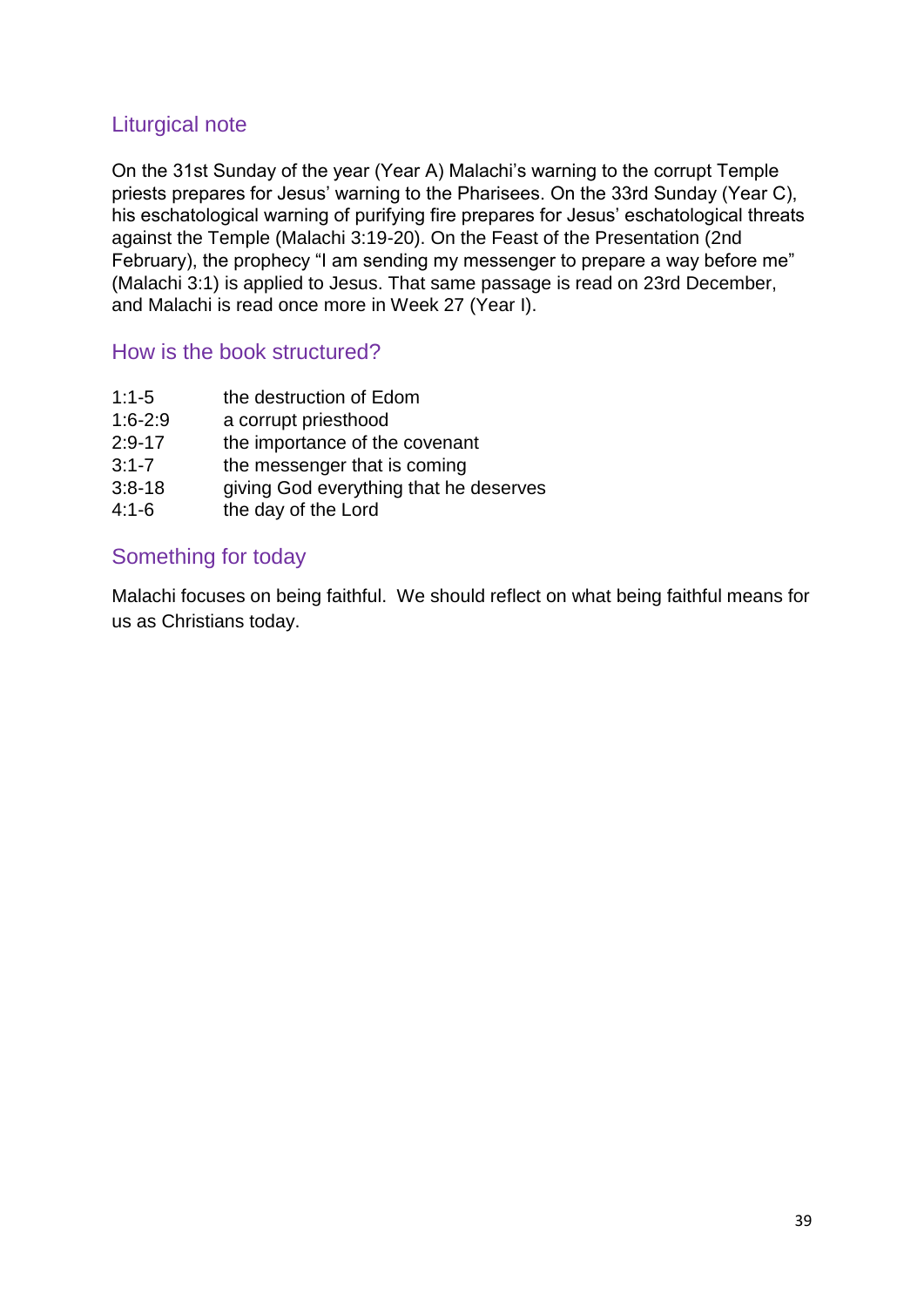## Liturgical note

On the 31st Sunday of the year (Year A) Malachi's warning to the corrupt Temple priests prepares for Jesus' warning to the Pharisees. On the 33rd Sunday (Year C), his eschatological warning of purifying fire prepares for Jesus' eschatological threats against the Temple (Malachi 3:19-20). On the Feast of the Presentation (2nd February), the prophecy "I am sending my messenger to prepare a way before me" (Malachi 3:1) is applied to Jesus. That same passage is read on 23rd December, and Malachi is read once more in Week 27 (Year I).

## How is the book structured?

| | |
|---|---|
| 1:1-5 | the destruction of Edom |
| 1:6-2:9 | a corrupt priesthood |
| 2:9-17 | the importance of the covenant |
| 3:1-7 | the messenger that is coming |
| 3:8-18 | giving God everything that he deserves |
| 4:1-6 | the day of the Lord |

## Something for today

Malachi focuses on being faithful. We should reflect on what being faithful means for us as Christians today.